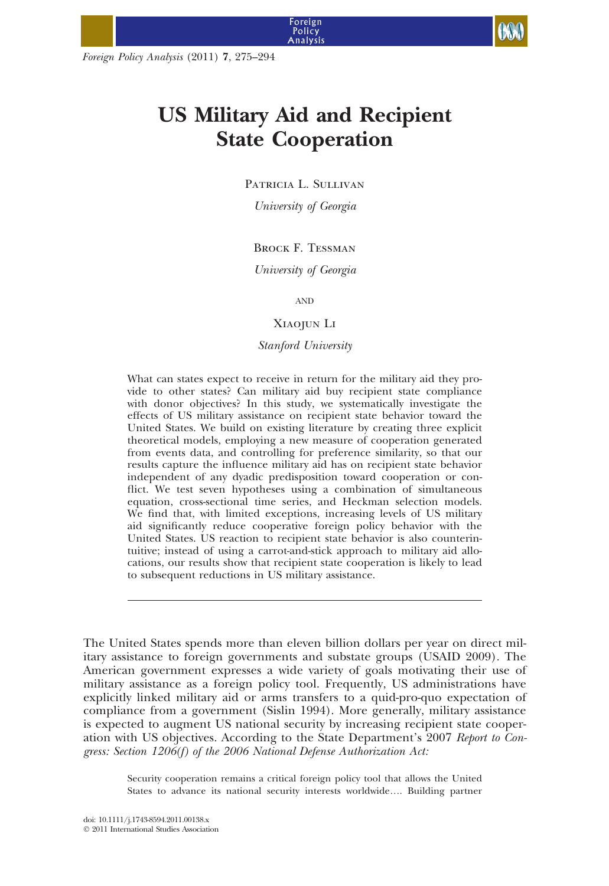# US Military Aid and Recipient State Cooperation

Patricia L. Sullivan

*University of Georgia*

Brock F. Tessman

*University of Georgia*

and

Xiaojun Li

*Stanford University*

What can states expect to receive in return for the military aid they provide to other states? Can military aid buy recipient state compliance with donor objectives? In this study, we systematically investigate the effects of US military assistance on recipient state behavior toward the United States. We build on existing literature by creating three explicit theoretical models, employing a new measure of cooperation generated from events data, and controlling for preference similarity, so that our results capture the influence military aid has on recipient state behavior independent of any dyadic predisposition toward cooperation or conflict. We test seven hypotheses using a combination of simultaneous equation, cross-sectional time series, and Heckman selection models. We find that, with limited exceptions, increasing levels of US military aid significantly reduce cooperative foreign policy behavior with the United States. US reaction to recipient state behavior is also counterintuitive; instead of using a carrot-and-stick approach to military aid allocations, our results show that recipient state cooperation is likely to lead to subsequent reductions in US military assistance.

---

The United States spends more than eleven billion dollars per year on direct military assistance to foreign governments and substate groups (USAID 2009). The American government expresses a wide variety of goals motivating their use of military assistance as a foreign policy tool. Frequently, US administrations have explicitly linked military aid or arms transfers to a quid-pro-quo expectation of compliance from a government (Sislin 1994). More generally, military assistance is expected to augment US national security by increasing recipient state cooperation with US objectives. According to the State Department's 2007 *Report to Congress: Section 1206(f) of the 2006 National Defense Authorization Act:*

> Security cooperation remains a critical foreign policy tool that allows the United States to advance its national security interests worldwide.... Building partner

doi: 10.1111/j.1743-8594.2011.00138.x
© 2011 International Studies Association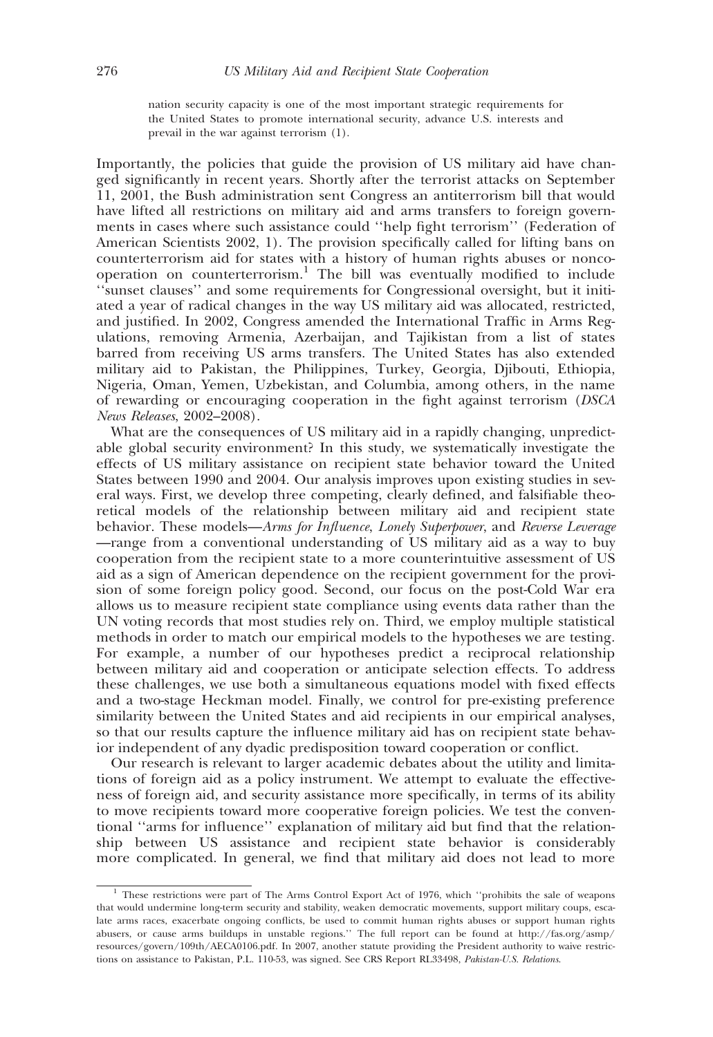nation security capacity is one of the most important strategic requirements for the United States to promote international security, advance U.S. interests and prevail in the war against terrorism (1).

Importantly, the policies that guide the provision of US military aid have changed significantly in recent years. Shortly after the terrorist attacks on September 11, 2001, the Bush administration sent Congress an antiterrorism bill that would have lifted all restrictions on military aid and arms transfers to foreign governments in cases where such assistance could ''help fight terrorism'' (Federation of American Scientists 2002, 1). The provision specifically called for lifting bans on counterterrorism aid for states with a history of human rights abuses or noncooperation on counterterrorism.[1] The bill was eventually modified to include ''sunset clauses'' and some requirements for Congressional oversight, but it initiated a year of radical changes in the way US military aid was allocated, restricted, and justified. In 2002, Congress amended the International Traffic in Arms Regulations, removing Armenia, Azerbaijan, and Tajikistan from a list of states barred from receiving US arms transfers. The United States has also extended military aid to Pakistan, the Philippines, Turkey, Georgia, Djibouti, Ethiopia, Nigeria, Oman, Yemen, Uzbekistan, and Columbia, among others, in the name of rewarding or encouraging cooperation in the fight against terrorism (*DSCA News Releases*, 2002–2008).

What are the consequences of US military aid in a rapidly changing, unpredictable global security environment? In this study, we systematically investigate the effects of US military assistance on recipient state behavior toward the United States between 1990 and 2004. Our analysis improves upon existing studies in several ways. First, we develop three competing, clearly defined, and falsifiable theoretical models of the relationship between military aid and recipient state behavior. These models—*Arms for Influence*, *Lonely Superpower*, and *Reverse Leverage*—range from a conventional understanding of US military aid as a way to buy cooperation from the recipient state to a more counterintuitive assessment of US aid as a sign of American dependence on the recipient government for the provision of some foreign policy good. Second, our focus on the post-Cold War era allows us to measure recipient state compliance using events data rather than the UN voting records that most studies rely on. Third, we employ multiple statistical methods in order to match our empirical models to the hypotheses we are testing. For example, a number of our hypotheses predict a reciprocal relationship between military aid and cooperation or anticipate selection effects. To address these challenges, we use both a simultaneous equations model with fixed effects and a two-stage Heckman model. Finally, we control for pre-existing preference similarity between the United States and aid recipients in our empirical analyses, so that our results capture the influence military aid has on recipient state behavior independent of any dyadic predisposition toward cooperation or conflict.

Our research is relevant to larger academic debates about the utility and limitations of foreign aid as a policy instrument. We attempt to evaluate the effectiveness of foreign aid, and security assistance more specifically, in terms of its ability to move recipients toward more cooperative foreign policies. We test the conventional ''arms for influence'' explanation of military aid but find that the relationship between US assistance and recipient state behavior is considerably more complicated. In general, we find that military aid does not lead to more

[1] These restrictions were part of The Arms Control Export Act of 1976, which ''prohibits the sale of weapons that would undermine long-term security and stability, weaken democratic movements, support military coups, escalate arms races, exacerbate ongoing conflicts, be used to commit human rights abuses or support human rights abusers, or cause arms buildups in unstable regions.'' The full report can be found at http://fas.org/asmp/resources/govern/109th/AECA0106.pdf. In 2007, another statute providing the President authority to waive restrictions on assistance to Pakistan, P.L. 110-53, was signed. See CRS Report RL33498, *Pakistan-U.S. Relations*.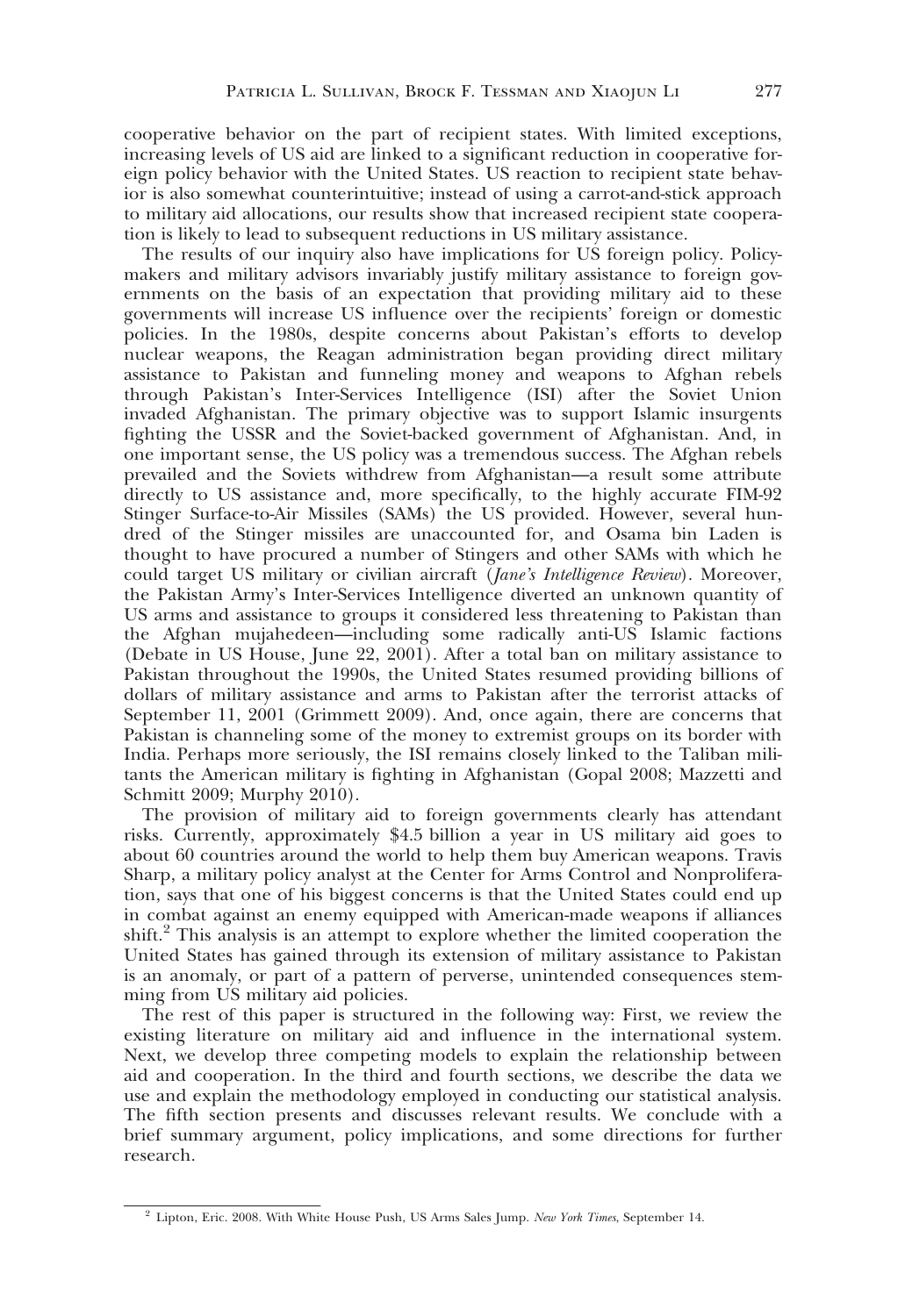cooperative behavior on the part of recipient states. With limited exceptions, increasing levels of US aid are linked to a significant reduction in cooperative foreign policy behavior with the United States. US reaction to recipient state behavior is also somewhat counterintuitive; instead of using a carrot-and-stick approach to military aid allocations, our results show that increased recipient state cooperation is likely to lead to subsequent reductions in US military assistance.

The results of our inquiry also have implications for US foreign policy. Policymakers and military advisors invariably justify military assistance to foreign governments on the basis of an expectation that providing military aid to these governments will increase US influence over the recipients' foreign or domestic policies. In the 1980s, despite concerns about Pakistan's efforts to develop nuclear weapons, the Reagan administration began providing direct military assistance to Pakistan and funneling money and weapons to Afghan rebels through Pakistan's Inter-Services Intelligence (ISI) after the Soviet Union invaded Afghanistan. The primary objective was to support Islamic insurgents fighting the USSR and the Soviet-backed government of Afghanistan. And, in one important sense, the US policy was a tremendous success. The Afghan rebels prevailed and the Soviets withdrew from Afghanistan—a result some attribute directly to US assistance and, more specifically, to the highly accurate FIM-92 Stinger Surface-to-Air Missiles (SAMs) the US provided. However, several hundred of the Stinger missiles are unaccounted for, and Osama bin Laden is thought to have procured a number of Stingers and other SAMs with which he could target US military or civilian aircraft (*Jane's Intelligence Review*). Moreover, the Pakistan Army's Inter-Services Intelligence diverted an unknown quantity of US arms and assistance to groups it considered less threatening to Pakistan than the Afghan mujahedeen—including some radically anti-US Islamic factions (Debate in US House, June 22, 2001). After a total ban on military assistance to Pakistan throughout the 1990s, the United States resumed providing billions of dollars of military assistance and arms to Pakistan after the terrorist attacks of September 11, 2001 (Grimmett 2009). And, once again, there are concerns that Pakistan is channeling some of the money to extremist groups on its border with India. Perhaps more seriously, the ISI remains closely linked to the Taliban militants the American military is fighting in Afghanistan (Gopal 2008; Mazzetti and Schmitt 2009; Murphy 2010).

The provision of military aid to foreign governments clearly has attendant risks. Currently, approximately $4.5 billion a year in US military aid goes to about 60 countries around the world to help them buy American weapons. Travis Sharp, a military policy analyst at the Center for Arms Control and Nonproliferation, says that one of his biggest concerns is that the United States could end up in combat against an enemy equipped with American-made weapons if alliances shift.[2] This analysis is an attempt to explore whether the limited cooperation the United States has gained through its extension of military assistance to Pakistan is an anomaly, or part of a pattern of perverse, unintended consequences stemming from US military aid policies.

The rest of this paper is structured in the following way: First, we review the existing literature on military aid and influence in the international system. Next, we develop three competing models to explain the relationship between aid and cooperation. In the third and fourth sections, we describe the data we use and explain the methodology employed in conducting our statistical analysis. The fifth section presents and discusses relevant results. We conclude with a brief summary argument, policy implications, and some directions for further research.

---

[2] Lipton, Eric. 2008. With White House Push, US Arms Sales Jump. *New York Times*, September 14.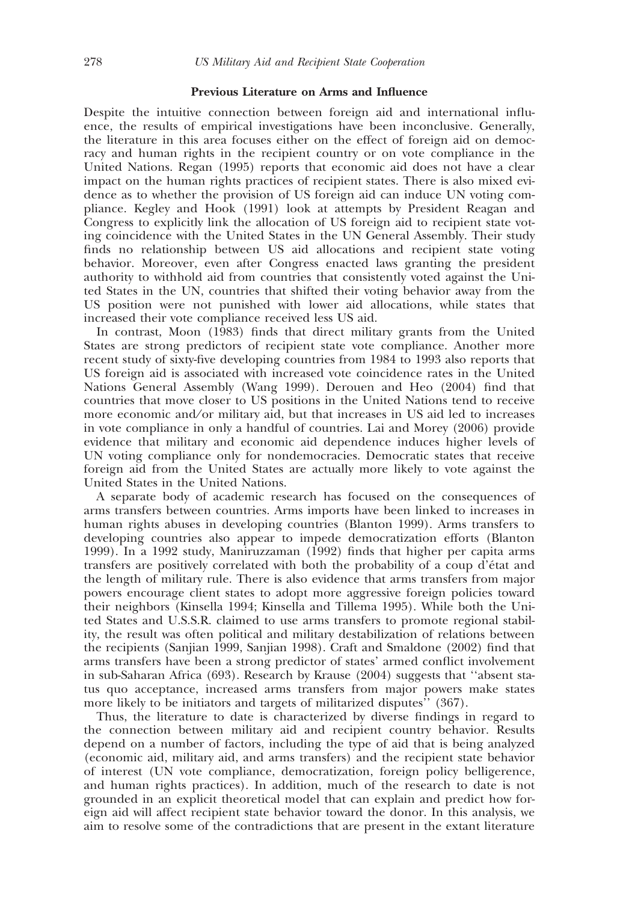### Previous Literature on Arms and Influence

Despite the intuitive connection between foreign aid and international influence, the results of empirical investigations have been inconclusive. Generally, the literature in this area focuses either on the effect of foreign aid on democracy and human rights in the recipient country or on vote compliance in the United Nations. Regan (1995) reports that economic aid does not have a clear impact on the human rights practices of recipient states. There is also mixed evidence as to whether the provision of US foreign aid can induce UN voting compliance. Kegley and Hook (1991) look at attempts by President Reagan and Congress to explicitly link the allocation of US foreign aid to recipient state voting coincidence with the United States in the UN General Assembly. Their study finds no relationship between US aid allocations and recipient state voting behavior. Moreover, even after Congress enacted laws granting the president authority to withhold aid from countries that consistently voted against the United States in the UN, countries that shifted their voting behavior away from the US position were not punished with lower aid allocations, while states that increased their vote compliance received less US aid.

In contrast, Moon (1983) finds that direct military grants from the United States are strong predictors of recipient state vote compliance. Another more recent study of sixty-five developing countries from 1984 to 1993 also reports that US foreign aid is associated with increased vote coincidence rates in the United Nations General Assembly (Wang 1999). Derouen and Heo (2004) find that countries that move closer to US positions in the United Nations tend to receive more economic and/or military aid, but that increases in US aid led to increases in vote compliance in only a handful of countries. Lai and Morey (2006) provide evidence that military and economic aid dependence induces higher levels of UN voting compliance only for nondemocracies. Democratic states that receive foreign aid from the United States are actually more likely to vote against the United States in the United Nations.

A separate body of academic research has focused on the consequences of arms transfers between countries. Arms imports have been linked to increases in human rights abuses in developing countries (Blanton 1999). Arms transfers to developing countries also appear to impede democratization efforts (Blanton 1999). In a 1992 study, Maniruzzaman (1992) finds that higher per capita arms transfers are positively correlated with both the probability of a coup d'état and the length of military rule. There is also evidence that arms transfers from major powers encourage client states to adopt more aggressive foreign policies toward their neighbors (Kinsella 1994; Kinsella and Tillema 1995). While both the United States and U.S.S.R. claimed to use arms transfers to promote regional stability, the result was often political and military destabilization of relations between the recipients (Sanjian 1999, Sanjian 1998). Craft and Smaldone (2002) find that arms transfers have been a strong predictor of states' armed conflict involvement in sub-Saharan Africa (693). Research by Krause (2004) suggests that ''absent status quo acceptance, increased arms transfers from major powers make states more likely to be initiators and targets of militarized disputes'' (367).

Thus, the literature to date is characterized by diverse findings in regard to the connection between military aid and recipient country behavior. Results depend on a number of factors, including the type of aid that is being analyzed (economic aid, military aid, and arms transfers) and the recipient state behavior of interest (UN vote compliance, democratization, foreign policy belligerence, and human rights practices). In addition, much of the research to date is not grounded in an explicit theoretical model that can explain and predict how foreign aid will affect recipient state behavior toward the donor. In this analysis, we aim to resolve some of the contradictions that are present in the extant literature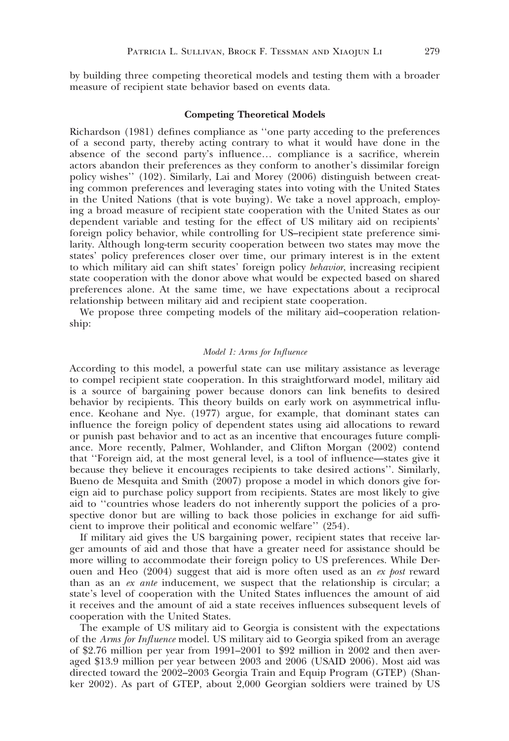by building three competing theoretical models and testing them with a broader measure of recipient state behavior based on events data.

## Competing Theoretical Models

Richardson (1981) defines compliance as ''one party acceding to the preferences of a second party, thereby acting contrary to what it would have done in the absence of the second party's influence… compliance is a sacrifice, wherein actors abandon their preferences as they conform to another's dissimilar foreign policy wishes'' (102). Similarly, Lai and Morey (2006) distinguish between creating common preferences and leveraging states into voting with the United States in the United Nations (that is vote buying). We take a novel approach, employing a broad measure of recipient state cooperation with the United States as our dependent variable and testing for the effect of US military aid on recipients' foreign policy behavior, while controlling for US–recipient state preference similarity. Although long-term security cooperation between two states may move the states' policy preferences closer over time, our primary interest is in the extent to which military aid can shift states' foreign policy *behavior*, increasing recipient state cooperation with the donor above what would be expected based on shared preferences alone. At the same time, we have expectations about a reciprocal relationship between military aid and recipient state cooperation.

We propose three competing models of the military aid–cooperation relationship:

### *Model 1: Arms for Influence*

According to this model, a powerful state can use military assistance as leverage to compel recipient state cooperation. In this straightforward model, military aid is a source of bargaining power because donors can link benefits to desired behavior by recipients. This theory builds on early work on asymmetrical influence. Keohane and Nye. (1977) argue, for example, that dominant states can influence the foreign policy of dependent states using aid allocations to reward or punish past behavior and to act as an incentive that encourages future compliance. More recently, Palmer, Wohlander, and Clifton Morgan (2002) contend that ''Foreign aid, at the most general level, is a tool of influence—states give it because they believe it encourages recipients to take desired actions''. Similarly, Bueno de Mesquita and Smith (2007) propose a model in which donors give foreign aid to purchase policy support from recipients. States are most likely to give aid to ''countries whose leaders do not inherently support the policies of a prospective donor but are willing to back those policies in exchange for aid sufficient to improve their political and economic welfare'' (254).

If military aid gives the US bargaining power, recipient states that receive larger amounts of aid and those that have a greater need for assistance should be more willing to accommodate their foreign policy to US preferences. While Derouen and Heo (2004) suggest that aid is more often used as an *ex post* reward than as an *ex ante* inducement, we suspect that the relationship is circular; a state's level of cooperation with the United States influences the amount of aid it receives and the amount of aid a state receives influences subsequent levels of cooperation with the United States.

The example of US military aid to Georgia is consistent with the expectations of the *Arms for Influence* model. US military aid to Georgia spiked from an average of $2.76 million per year from 1991–2001 to $92 million in 2002 and then averaged $13.9 million per year between 2003 and 2006 (USAID 2006). Most aid was directed toward the 2002–2003 Georgia Train and Equip Program (GTEP) (Shanker 2002). As part of GTEP, about 2,000 Georgian soldiers were trained by US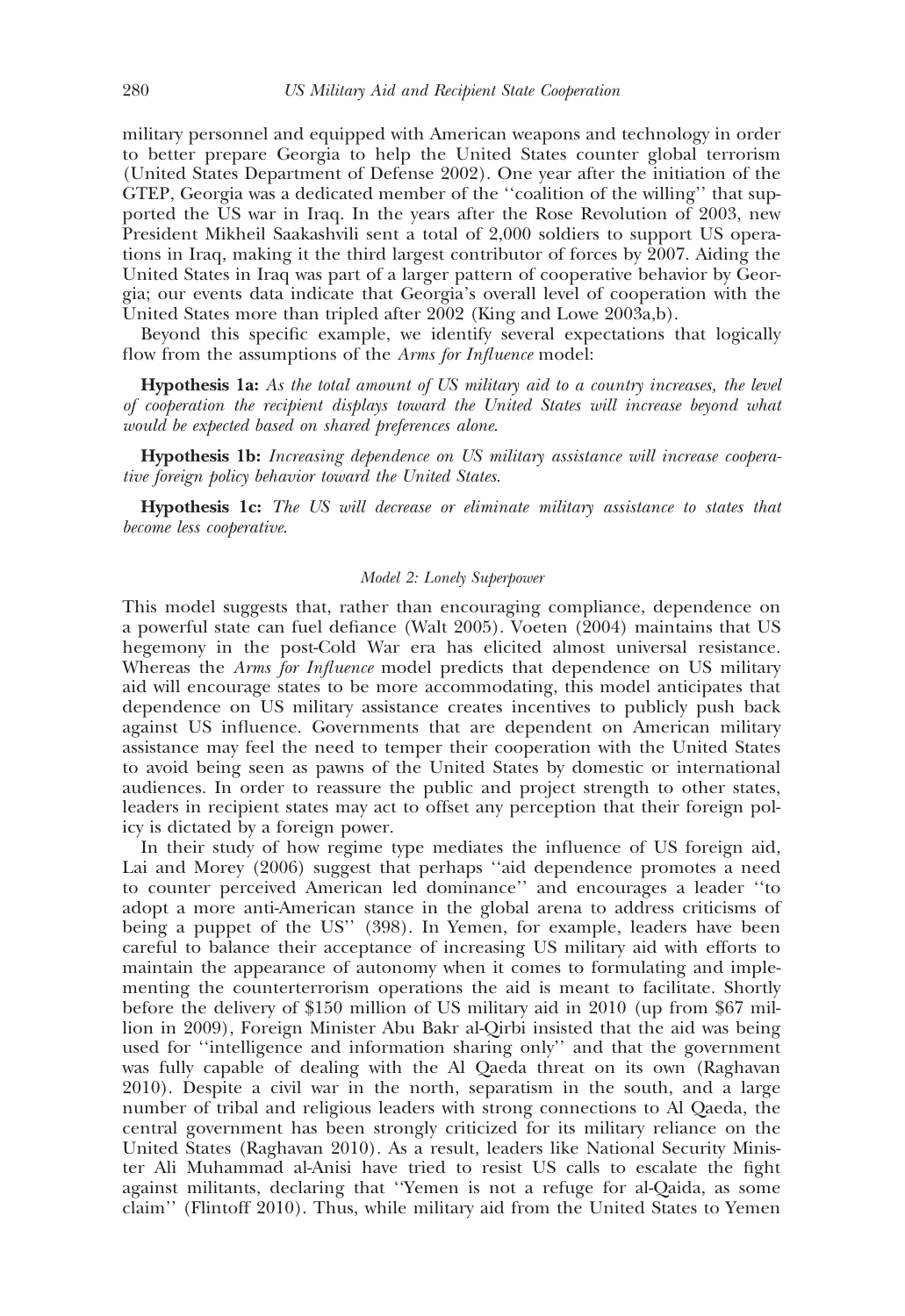military personnel and equipped with American weapons and technology in order to better prepare Georgia to help the United States counter global terrorism (United States Department of Defense 2002). One year after the initiation of the GTEP, Georgia was a dedicated member of the ''coalition of the willing'' that supported the US war in Iraq. In the years after the Rose Revolution of 2003, new President Mikheil Saakashvili sent a total of 2,000 soldiers to support US operations in Iraq, making it the third largest contributor of forces by 2007. Aiding the United States in Iraq was part of a larger pattern of cooperative behavior by Georgia; our events data indicate that Georgia's overall level of cooperation with the United States more than tripled after 2002 (King and Lowe 2003a,b).

Beyond this specific example, we identify several expectations that logically flow from the assumptions of the *Arms for Influence* model:

**Hypothesis 1a:** *As the total amount of US military aid to a country increases, the level of cooperation the recipient displays toward the United States will increase beyond what would be expected based on shared preferences alone.*

**Hypothesis 1b:** *Increasing dependence on US military assistance will increase cooperative foreign policy behavior toward the United States.*

**Hypothesis 1c:** *The US will decrease or eliminate military assistance to states that become less cooperative.*

### *Model 2: Lonely Superpower*

This model suggests that, rather than encouraging compliance, dependence on a powerful state can fuel defiance (Walt 2005). Voeten (2004) maintains that US hegemony in the post-Cold War era has elicited almost universal resistance. Whereas the *Arms for Influence* model predicts that dependence on US military aid will encourage states to be more accommodating, this model anticipates that dependence on US military assistance creates incentives to publicly push back against US influence. Governments that are dependent on American military assistance may feel the need to temper their cooperation with the United States to avoid being seen as pawns of the United States by domestic or international audiences. In order to reassure the public and project strength to other states, leaders in recipient states may act to offset any perception that their foreign policy is dictated by a foreign power.

In their study of how regime type mediates the influence of US foreign aid, Lai and Morey (2006) suggest that perhaps ''aid dependence promotes a need to counter perceived American led dominance'' and encourages a leader ''to adopt a more anti-American stance in the global arena to address criticisms of being a puppet of the US'' (398). In Yemen, for example, leaders have been careful to balance their acceptance of increasing US military aid with efforts to maintain the appearance of autonomy when it comes to formulating and implementing the counterterrorism operations the aid is meant to facilitate. Shortly before the delivery of $150 million of US military aid in 2010 (up from $67 million in 2009), Foreign Minister Abu Bakr al-Qirbi insisted that the aid was being used for ''intelligence and information sharing only'' and that the government was fully capable of dealing with the Al Qaeda threat on its own (Raghavan 2010). Despite a civil war in the north, separatism in the south, and a large number of tribal and religious leaders with strong connections to Al Qaeda, the central government has been strongly criticized for its military reliance on the United States (Raghavan 2010). As a result, leaders like National Security Minister Ali Muhammad al-Anisi have tried to resist US calls to escalate the fight against militants, declaring that ''Yemen is not a refuge for al-Qaida, as some claim'' (Flintoff 2010). Thus, while military aid from the United States to Yemen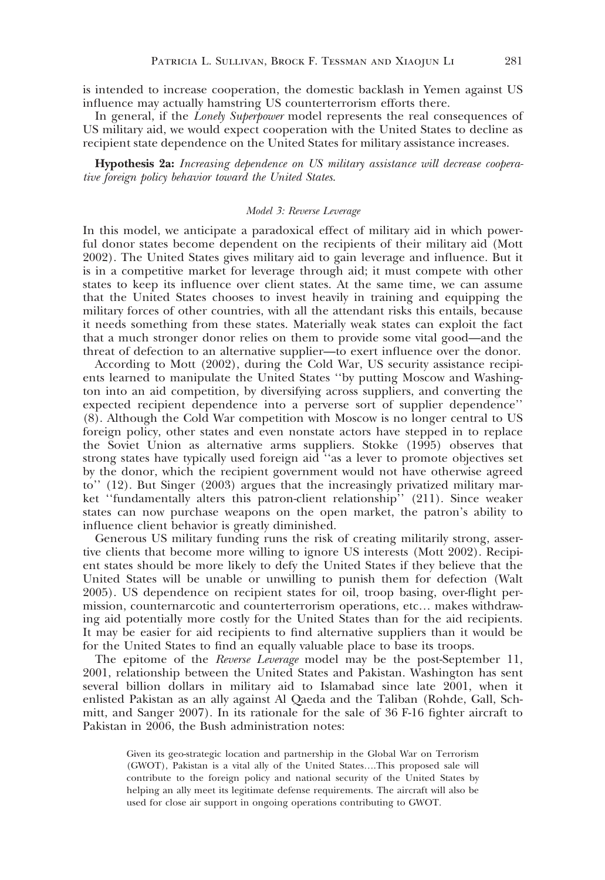is intended to increase cooperation, the domestic backlash in Yemen against US influence may actually hamstring US counterterrorism efforts there.

In general, if the *Lonely Superpower* model represents the real consequences of US military aid, we would expect cooperation with the United States to decline as recipient state dependence on the United States for military assistance increases.

**Hypothesis 2a:** *Increasing dependence on US military assistance will decrease cooperative foreign policy behavior toward the United States.*

### *Model 3: Reverse Leverage*

In this model, we anticipate a paradoxical effect of military aid in which powerful donor states become dependent on the recipients of their military aid (Mott 2002). The United States gives military aid to gain leverage and influence. But it is in a competitive market for leverage through aid; it must compete with other states to keep its influence over client states. At the same time, we can assume that the United States chooses to invest heavily in training and equipping the military forces of other countries, with all the attendant risks this entails, because it needs something from these states. Materially weak states can exploit the fact that a much stronger donor relies on them to provide some vital good—and the threat of defection to an alternative supplier—to exert influence over the donor.

According to Mott (2002), during the Cold War, US security assistance recipients learned to manipulate the United States ''by putting Moscow and Washington into an aid competition, by diversifying across suppliers, and converting the expected recipient dependence into a perverse sort of supplier dependence'' (8). Although the Cold War competition with Moscow is no longer central to US foreign policy, other states and even nonstate actors have stepped in to replace the Soviet Union as alternative arms suppliers. Stokke (1995) observes that strong states have typically used foreign aid ''as a lever to promote objectives set by the donor, which the recipient government would not have otherwise agreed to'' (12). But Singer (2003) argues that the increasingly privatized military market ''fundamentally alters this patron-client relationship'' (211). Since weaker states can now purchase weapons on the open market, the patron's ability to influence client behavior is greatly diminished.

Generous US military funding runs the risk of creating militarily strong, assertive clients that become more willing to ignore US interests (Mott 2002). Recipient states should be more likely to defy the United States if they believe that the United States will be unable or unwilling to punish them for defection (Walt 2005). US dependence on recipient states for oil, troop basing, over-flight permission, counternarcotic and counterterrorism operations, etc… makes withdrawing aid potentially more costly for the United States than for the aid recipients. It may be easier for aid recipients to find alternative suppliers than it would be for the United States to find an equally valuable place to base its troops.

The epitome of the *Reverse Leverage* model may be the post-September 11, 2001, relationship between the United States and Pakistan. Washington has sent several billion dollars in military aid to Islamabad since late 2001, when it enlisted Pakistan as an ally against Al Qaeda and the Taliban (Rohde, Gall, Schmitt, and Sanger 2007). In its rationale for the sale of 36 F-16 fighter aircraft to Pakistan in 2006, the Bush administration notes:

> Given its geo-strategic location and partnership in the Global War on Terrorism (GWOT), Pakistan is a vital ally of the United States.…This proposed sale will contribute to the foreign policy and national security of the United States by helping an ally meet its legitimate defense requirements. The aircraft will also be used for close air support in ongoing operations contributing to GWOT.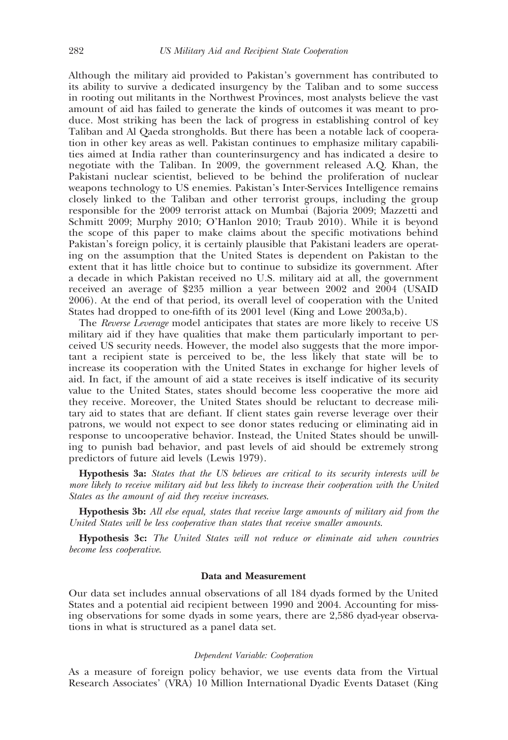Although the military aid provided to Pakistan's government has contributed to its ability to survive a dedicated insurgency by the Taliban and to some success in rooting out militants in the Northwest Provinces, most analysts believe the vast amount of aid has failed to generate the kinds of outcomes it was meant to produce. Most striking has been the lack of progress in establishing control of key Taliban and Al Qaeda strongholds. But there has been a notable lack of cooperation in other key areas as well. Pakistan continues to emphasize military capabilities aimed at India rather than counterinsurgency and has indicated a desire to negotiate with the Taliban. In 2009, the government released A.Q. Khan, the Pakistani nuclear scientist, believed to be behind the proliferation of nuclear weapons technology to US enemies. Pakistan's Inter-Services Intelligence remains closely linked to the Taliban and other terrorist groups, including the group responsible for the 2009 terrorist attack on Mumbai (Bajoria 2009; Mazzetti and Schmitt 2009; Murphy 2010; O'Hanlon 2010; Traub 2010). While it is beyond the scope of this paper to make claims about the specific motivations behind Pakistan's foreign policy, it is certainly plausible that Pakistani leaders are operating on the assumption that the United States is dependent on Pakistan to the extent that it has little choice but to continue to subsidize its government. After a decade in which Pakistan received no U.S. military aid at all, the government received an average of $235 million a year between 2002 and 2004 (USAID 2006). At the end of that period, its overall level of cooperation with the United States had dropped to one-fifth of its 2001 level (King and Lowe 2003a,b).

The *Reverse Leverage* model anticipates that states are more likely to receive US military aid if they have qualities that make them particularly important to perceived US security needs. However, the model also suggests that the more important a recipient state is perceived to be, the less likely that state will be to increase its cooperation with the United States in exchange for higher levels of aid. In fact, if the amount of aid a state receives is itself indicative of its security value to the United States, states should become less cooperative the more aid they receive. Moreover, the United States should be reluctant to decrease military aid to states that are defiant. If client states gain reverse leverage over their patrons, we would not expect to see donor states reducing or eliminating aid in response to uncooperative behavior. Instead, the United States should be unwilling to punish bad behavior, and past levels of aid should be extremely strong predictors of future aid levels (Lewis 1979).

**Hypothesis 3a:** *States that the US believes are critical to its security interests will be more likely to receive military aid but less likely to increase their cooperation with the United States as the amount of aid they receive increases.*

**Hypothesis 3b:** *All else equal, states that receive large amounts of military aid from the United States will be less cooperative than states that receive smaller amounts.*

**Hypothesis 3c:** *The United States will not reduce or eliminate aid when countries become less cooperative.*

## Data and Measurement

Our data set includes annual observations of all 184 dyads formed by the United States and a potential aid recipient between 1990 and 2004. Accounting for missing observations for some dyads in some years, there are 2,586 dyad-year observations in what is structured as a panel data set.

### *Dependent Variable: Cooperation*

As a measure of foreign policy behavior, we use events data from the Virtual Research Associates' (VRA) 10 Million International Dyadic Events Dataset (King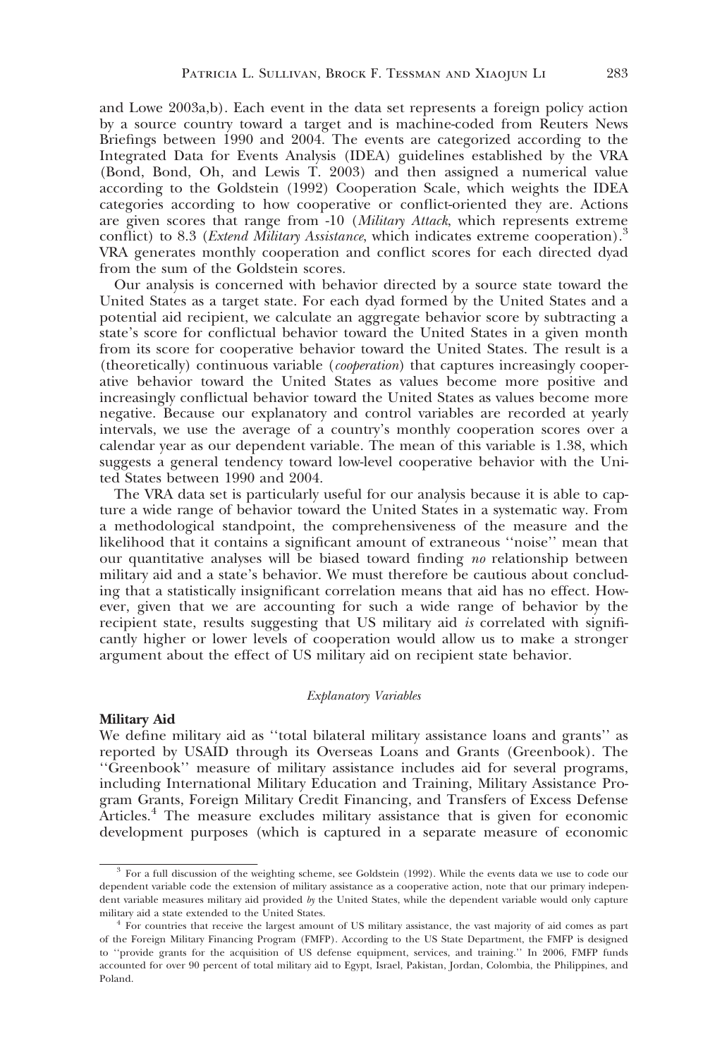and Lowe 2003a,b). Each event in the data set represents a foreign policy action by a source country toward a target and is machine-coded from Reuters News Briefings between 1990 and 2004. The events are categorized according to the Integrated Data for Events Analysis (IDEA) guidelines established by the VRA (Bond, Bond, Oh, and Lewis T. 2003) and then assigned a numerical value according to the Goldstein (1992) Cooperation Scale, which weights the IDEA categories according to how cooperative or conflict-oriented they are. Actions are given scores that range from -10 (*Military Attack*, which represents extreme conflict) to 8.3 (*Extend Military Assistance*, which indicates extreme cooperation).[3] VRA generates monthly cooperation and conflict scores for each directed dyad from the sum of the Goldstein scores.

Our analysis is concerned with behavior directed by a source state toward the United States as a target state. For each dyad formed by the United States and a potential aid recipient, we calculate an aggregate behavior score by subtracting a state's score for conflictual behavior toward the United States in a given month from its score for cooperative behavior toward the United States. The result is a (theoretically) continuous variable (*cooperation*) that captures increasingly cooperative behavior toward the United States as values become more positive and increasingly conflictual behavior toward the United States as values become more negative. Because our explanatory and control variables are recorded at yearly intervals, we use the average of a country's monthly cooperation scores over a calendar year as our dependent variable. The mean of this variable is 1.38, which suggests a general tendency toward low-level cooperative behavior with the United States between 1990 and 2004.

The VRA data set is particularly useful for our analysis because it is able to capture a wide range of behavior toward the United States in a systematic way. From a methodological standpoint, the comprehensiveness of the measure and the likelihood that it contains a significant amount of extraneous ''noise'' mean that our quantitative analyses will be biased toward finding *no* relationship between military aid and a state's behavior. We must therefore be cautious about concluding that a statistically insignificant correlation means that aid has no effect. However, given that we are accounting for such a wide range of behavior by the recipient state, results suggesting that US military aid *is* correlated with significantly higher or lower levels of cooperation would allow us to make a stronger argument about the effect of US military aid on recipient state behavior.

### *Explanatory Variables*

#### Military Aid

We define military aid as ''total bilateral military assistance loans and grants'' as reported by USAID through its Overseas Loans and Grants (Greenbook). The ''Greenbook'' measure of military assistance includes aid for several programs, including International Military Education and Training, Military Assistance Program Grants, Foreign Military Credit Financing, and Transfers of Excess Defense Articles.[4] The measure excludes military assistance that is given for economic development purposes (which is captured in a separate measure of economic

---

[3] For a full discussion of the weighting scheme, see Goldstein (1992). While the events data we use to code our dependent variable code the extension of military assistance as a cooperative action, note that our primary independent variable measures military aid provided *by* the United States, while the dependent variable would only capture military aid a state extended to the United States.

[4] For countries that receive the largest amount of US military assistance, the vast majority of aid comes as part of the Foreign Military Financing Program (FMFP). According to the US State Department, the FMFP is designed to ''provide grants for the acquisition of US defense equipment, services, and training.'' In 2006, FMFP funds accounted for over 90 percent of total military aid to Egypt, Israel, Pakistan, Jordan, Colombia, the Philippines, and Poland.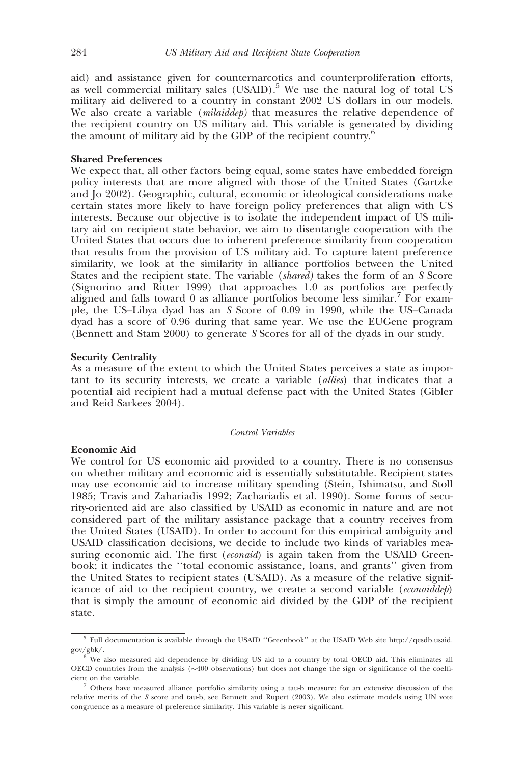aid) and assistance given for counternarcotics and counterproliferation efforts, as well commercial military sales (USAID).[5] We use the natural log of total US military aid delivered to a country in constant 2002 US dollars in our models. We also create a variable (*milaiddep*) that measures the relative dependence of the recipient country on US military aid. This variable is generated by dividing the amount of military aid by the GDP of the recipient country.[6]

**Shared Preferences**

We expect that, all other factors being equal, some states have embedded foreign policy interests that are more aligned with those of the United States (Gartzke and Jo 2002). Geographic, cultural, economic or ideological considerations make certain states more likely to have foreign policy preferences that align with US interests. Because our objective is to isolate the independent impact of US military aid on recipient state behavior, we aim to disentangle cooperation with the United States that occurs due to inherent preference similarity from cooperation that results from the provision of US military aid. To capture latent preference similarity, we look at the similarity in alliance portfolios between the United States and the recipient state. The variable (*shared*) takes the form of an *S* Score (Signorino and Ritter 1999) that approaches 1.0 as portfolios are perfectly aligned and falls toward 0 as alliance portfolios become less similar.[7] For example, the US–Libya dyad has an *S* Score of 0.09 in 1990, while the US–Canada dyad has a score of 0.96 during that same year. We use the EUGene program (Bennett and Stam 2000) to generate *S* Scores for all of the dyads in our study.

**Security Centrality**

As a measure of the extent to which the United States perceives a state as important to its security interests, we create a variable (*allies*) that indicates that a potential aid recipient had a mutual defense pact with the United States (Gibler and Reid Sarkees 2004).

*Control Variables*

**Economic Aid**

We control for US economic aid provided to a country. There is no consensus on whether military and economic aid is essentially substitutable. Recipient states may use economic aid to increase military spending (Stein, Ishimatsu, and Stoll 1985; Travis and Zahariadis 1992; Zachariadis et al. 1990). Some forms of security-oriented aid are also classified by USAID as economic in nature and are not considered part of the military assistance package that a country receives from the United States (USAID). In order to account for this empirical ambiguity and USAID classification decisions, we decide to include two kinds of variables measuring economic aid. The first (*econaid*) is again taken from the USAID Greenbook; it indicates the ''total economic assistance, loans, and grants'' given from the United States to recipient states (USAID). As a measure of the relative significance of aid to the recipient country, we create a second variable (*econaiddep*) that is simply the amount of economic aid divided by the GDP of the recipient state.

---

[5] Full documentation is available through the USAID ''Greenbook'' at the USAID Web site http://qesdb.usaid.gov/gbk/.

[6] We also measured aid dependence by dividing US aid to a country by total OECD aid. This eliminates all OECD countries from the analysis (~400 observations) but does not change the sign or significance of the coefficient on the variable.

[7] Others have measured alliance portfolio similarity using a tau-b measure; for an extensive discussion of the relative merits of the *S* score and tau-b, see Bennett and Rupert (2003). We also estimate models using UN vote congruence as a measure of preference similarity. This variable is never significant.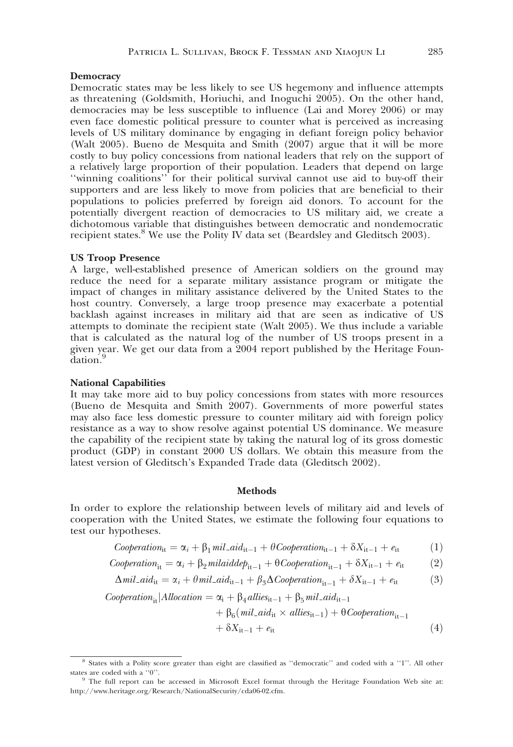### Democracy

Democratic states may be less likely to see US hegemony and influence attempts as threatening (Goldsmith, Horiuchi, and Inoguchi 2005). On the other hand, democracies may be less susceptible to influence (Lai and Morey 2006) or may even face domestic political pressure to counter what is perceived as increasing levels of US military dominance by engaging in defiant foreign policy behavior (Walt 2005). Bueno de Mesquita and Smith (2007) argue that it will be more costly to buy policy concessions from national leaders that rely on the support of a relatively large proportion of their population. Leaders that depend on large ''winning coalitions'' for their political survival cannot use aid to buy-off their supporters and are less likely to move from policies that are beneficial to their populations to policies preferred by foreign aid donors. To account for the potentially divergent reaction of democracies to US military aid, we create a dichotomous variable that distinguishes between democratic and nondemocratic recipient states.[8] We use the Polity IV data set (Beardsley and Gleditsch 2003).

### US Troop Presence

A large, well-established presence of American soldiers on the ground may reduce the need for a separate military assistance program or mitigate the impact of changes in military assistance delivered by the United States to the host country. Conversely, a large troop presence may exacerbate a potential backlash against increases in military aid that are seen as indicative of US attempts to dominate the recipient state (Walt 2005). We thus include a variable that is calculated as the natural log of the number of US troops present in a given year. We get our data from a 2004 report published by the Heritage Foundation.[9]

### National Capabilities

It may take more aid to buy policy concessions from states with more resources (Bueno de Mesquita and Smith 2007). Governments of more powerful states may also face less domestic pressure to counter military aid with foreign policy resistance as a way to show resolve against potential US dominance. We measure the capability of the recipient state by taking the natural log of its gross domestic product (GDP) in constant 2000 US dollars. We obtain this measure from the latest version of Gleditsch's Expanded Trade data (Gleditsch 2002).

## Methods

In order to explore the relationship between levels of military aid and levels of cooperation with the United States, we estimate the following four equations to test our hypotheses.

$$Cooperation_{it} = \alpha_i + \beta_1 mil\_aid_{it-1} + \theta Cooperation_{it-1} + \delta X_{it-1} + e_{it} \qquad (1)$$

$$Cooperation_{it} = \alpha_i + \beta_2 milaiddep_{it-1} + \theta Cooperation_{it-1} + \delta X_{it-1} + e_{it} \qquad (2)$$

$$\Delta mil\_aid_{it} = \alpha_i + \theta mil\_aid_{it-1} + \beta_3 \Delta Cooperation_{it-1} + \delta X_{it-1} + e_{it} \qquad (3)$$

$$\begin{aligned} Cooperation_{it}|Allocation = \alpha_i &+ \beta_4 allies_{it-1} + \beta_5 mil\_aid_{it-1} \\ &+ \beta_6 (mil\_aid_{it} \times allies_{it-1}) + \theta Cooperation_{it-1} \\ &+ \delta X_{it-1} + e_{it} \end{aligned} \qquad (4)$$

[8] States with a Polity score greater than eight are classified as ''democratic'' and coded with a ''1''. All other states are coded with a ''0''.

[9] The full report can be accessed in Microsoft Excel format through the Heritage Foundation Web site at: http://www.heritage.org/Research/NationalSecurity/cda06-02.cfm.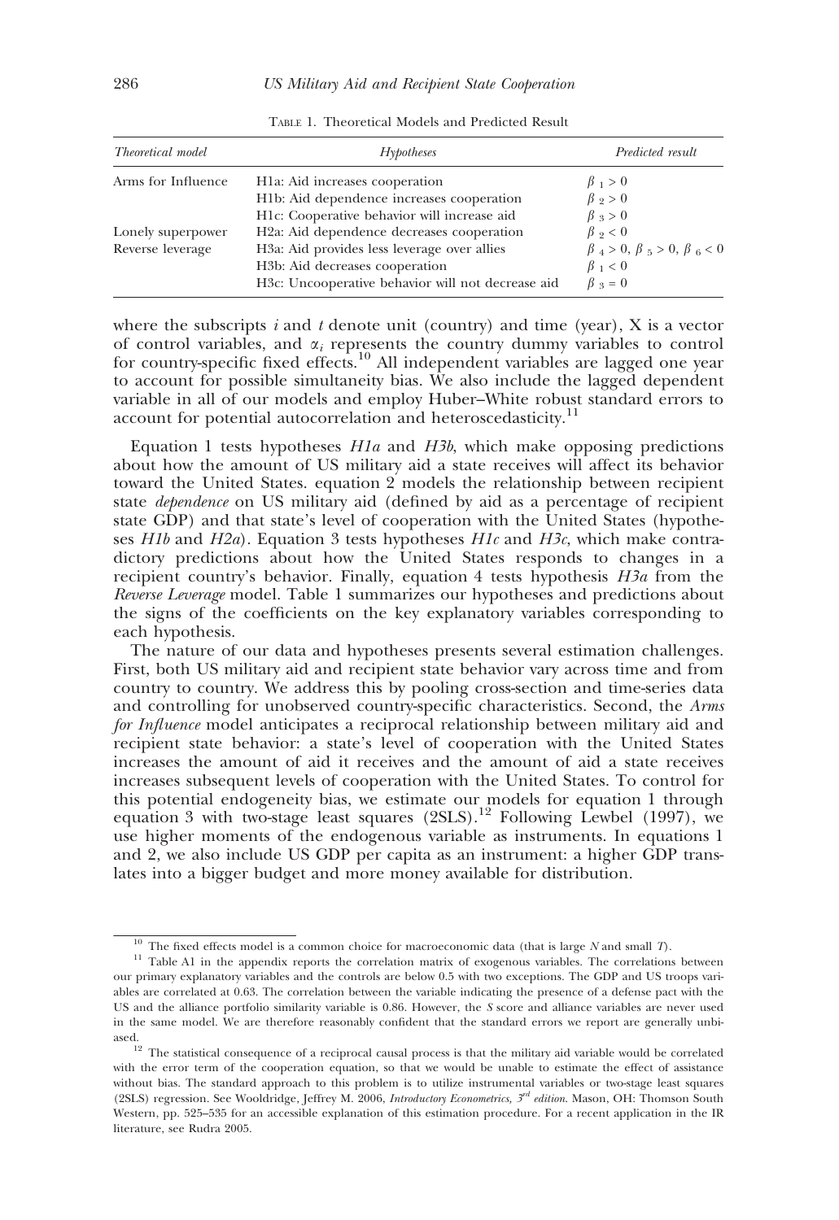TABLE 1. Theoretical Models and Predicted Result

| *Theoretical model* | *Hypotheses* | *Predicted result* |
|---|---|---|
| Arms for Influence | H1a: Aid increases cooperation | $\beta_1 > 0$ |
| | H1b: Aid dependence increases cooperation | $\beta_2 > 0$ |
| | H1c: Cooperative behavior will increase aid | $\beta_3 > 0$ |
| Lonely superpower | H2a: Aid dependence decreases cooperation | $\beta_2 < 0$ |
| Reverse leverage | H3a: Aid provides less leverage over allies | $\beta_4 > 0, \beta_5 > 0, \beta_6 < 0$ |
| | H3b: Aid decreases cooperation | $\beta_1 < 0$ |
| | H3c: Uncooperative behavior will not decrease aid | $\beta_3 = 0$ |

where the subscripts $i$ and $t$ denote unit (country) and time (year), X is a vector of control variables, and $\alpha_i$ represents the country dummy variables to control for country-specific fixed effects.[10] All independent variables are lagged one year to account for possible simultaneity bias. We also include the lagged dependent variable in all of our models and employ Huber–White robust standard errors to account for potential autocorrelation and heteroscedasticity.[11]

Equation 1 tests hypotheses *H1a* and *H3b*, which make opposing predictions about how the amount of US military aid a state receives will affect its behavior toward the United States. equation 2 models the relationship between recipient state *dependence* on US military aid (defined by aid as a percentage of recipient state GDP) and that state's level of cooperation with the United States (hypotheses *H1b* and *H2a*). Equation 3 tests hypotheses *H1c* and *H3c*, which make contradictory predictions about how the United States responds to changes in a recipient country's behavior. Finally, equation 4 tests hypothesis *H3a* from the *Reverse Leverage* model. Table 1 summarizes our hypotheses and predictions about the signs of the coefficients on the key explanatory variables corresponding to each hypothesis.

The nature of our data and hypotheses presents several estimation challenges. First, both US military aid and recipient state behavior vary across time and from country to country. We address this by pooling cross-section and time-series data and controlling for unobserved country-specific characteristics. Second, the *Arms for Influence* model anticipates a reciprocal relationship between military aid and recipient state behavior: a state's level of cooperation with the United States increases the amount of aid it receives and the amount of aid a state receives increases subsequent levels of cooperation with the United States. To control for this potential endogeneity bias, we estimate our models for equation 1 through equation 3 with two-stage least squares (2SLS).[12] Following Lewbel (1997), we use higher moments of the endogenous variable as instruments. In equations 1 and 2, we also include US GDP per capita as an instrument: a higher GDP translates into a bigger budget and more money available for distribution.

---

[10] The fixed effects model is a common choice for macroeconomic data (that is large $N$ and small $T$).

[11] Table A1 in the appendix reports the correlation matrix of exogenous variables. The correlations between our primary explanatory variables and the controls are below 0.5 with two exceptions. The GDP and US troops variables are correlated at 0.63. The correlation between the variable indicating the presence of a defense pact with the US and the alliance portfolio similarity variable is 0.86. However, the *S* score and alliance variables are never used in the same model. We are therefore reasonably confident that the standard errors we report are generally unbiased.

[12] The statistical consequence of a reciprocal causal process is that the military aid variable would be correlated with the error term of the cooperation equation, so that we would be unable to estimate the effect of assistance without bias. The standard approach to this problem is to utilize instrumental variables or two-stage least squares (2SLS) regression. See Wooldridge, Jeffrey M. 2006, *Introductory Econometrics, 3rd edition*. Mason, OH: Thomson South Western, pp. 525–535 for an accessible explanation of this estimation procedure. For a recent application in the IR literature, see Rudra 2005.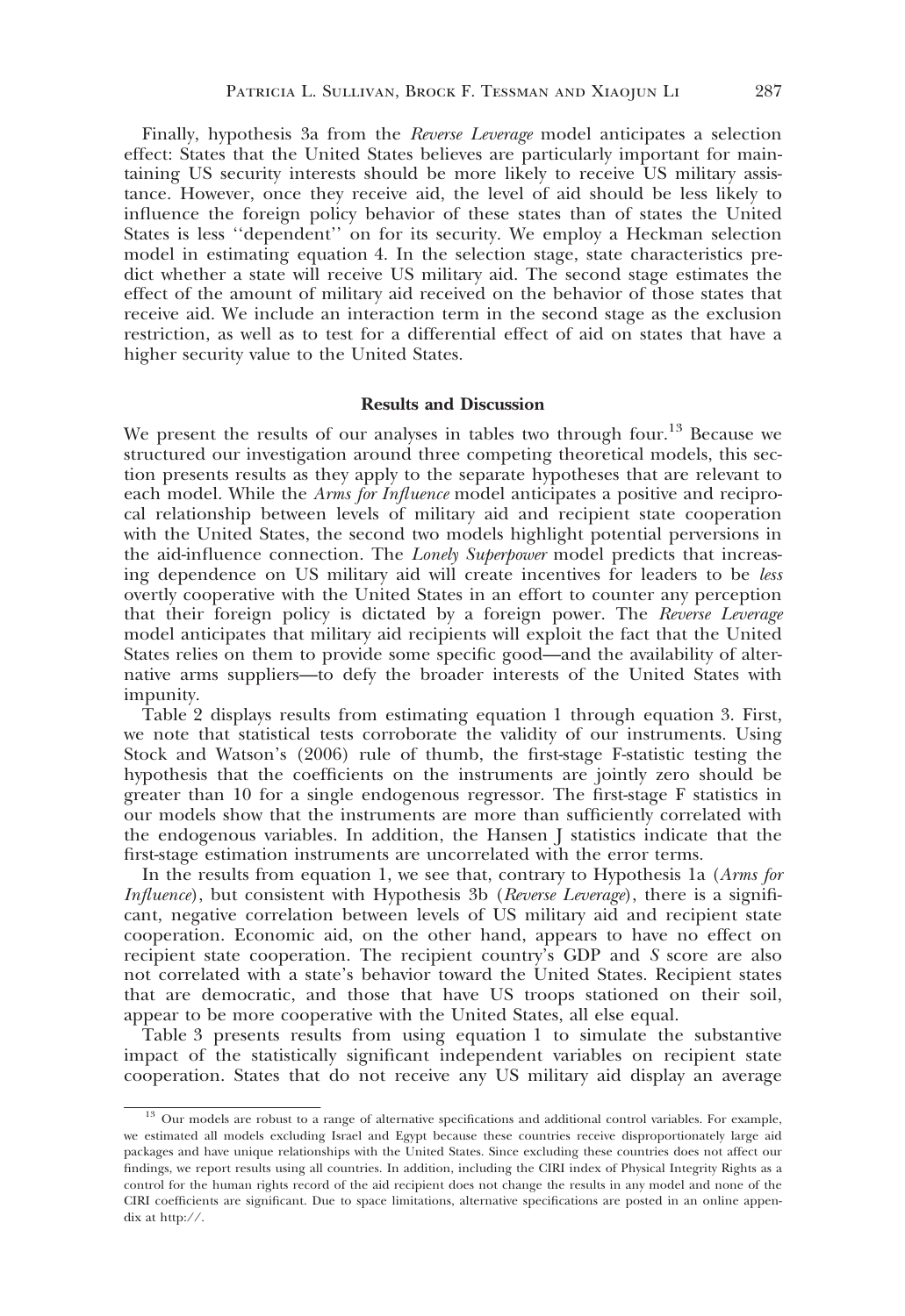Finally, hypothesis 3a from the *Reverse Leverage* model anticipates a selection effect: States that the United States believes are particularly important for maintaining US security interests should be more likely to receive US military assistance. However, once they receive aid, the level of aid should be less likely to influence the foreign policy behavior of these states than of states the United States is less ''dependent'' on for its security. We employ a Heckman selection model in estimating equation 4. In the selection stage, state characteristics predict whether a state will receive US military aid. The second stage estimates the effect of the amount of military aid received on the behavior of those states that receive aid. We include an interaction term in the second stage as the exclusion restriction, as well as to test for a differential effect of aid on states that have a higher security value to the United States.

## Results and Discussion

We present the results of our analyses in tables two through four.[13] Because we structured our investigation around three competing theoretical models, this section presents results as they apply to the separate hypotheses that are relevant to each model. While the *Arms for Influence* model anticipates a positive and reciprocal relationship between levels of military aid and recipient state cooperation with the United States, the second two models highlight potential perversions in the aid-influence connection. The *Lonely Superpower* model predicts that increasing dependence on US military aid will create incentives for leaders to be *less* overtly cooperative with the United States in an effort to counter any perception that their foreign policy is dictated by a foreign power. The *Reverse Leverage* model anticipates that military aid recipients will exploit the fact that the United States relies on them to provide some specific good—and the availability of alternative arms suppliers—to defy the broader interests of the United States with impunity.

Table 2 displays results from estimating equation 1 through equation 3. First, we note that statistical tests corroborate the validity of our instruments. Using Stock and Watson's (2006) rule of thumb, the first-stage F-statistic testing the hypothesis that the coefficients on the instruments are jointly zero should be greater than 10 for a single endogenous regressor. The first-stage F statistics in our models show that the instruments are more than sufficiently correlated with the endogenous variables. In addition, the Hansen J statistics indicate that the first-stage estimation instruments are uncorrelated with the error terms.

In the results from equation 1, we see that, contrary to Hypothesis 1a (*Arms for Influence*), but consistent with Hypothesis 3b (*Reverse Leverage*), there is a significant, negative correlation between levels of US military aid and recipient state cooperation. Economic aid, on the other hand, appears to have no effect on recipient state cooperation. The recipient country's GDP and *S* score are also not correlated with a state's behavior toward the United States. Recipient states that are democratic, and those that have US troops stationed on their soil, appear to be more cooperative with the United States, all else equal.

Table 3 presents results from using equation 1 to simulate the substantive impact of the statistically significant independent variables on recipient state cooperation. States that do not receive any US military aid display an average

[13] Our models are robust to a range of alternative specifications and additional control variables. For example, we estimated all models excluding Israel and Egypt because these countries receive disproportionately large aid packages and have unique relationships with the United States. Since excluding these countries does not affect our findings, we report results using all countries. In addition, including the CIRI index of Physical Integrity Rights as a control for the human rights record of the aid recipient does not change the results in any model and none of the CIRI coefficients are significant. Due to space limitations, alternative specifications are posted in an online appendix at http://.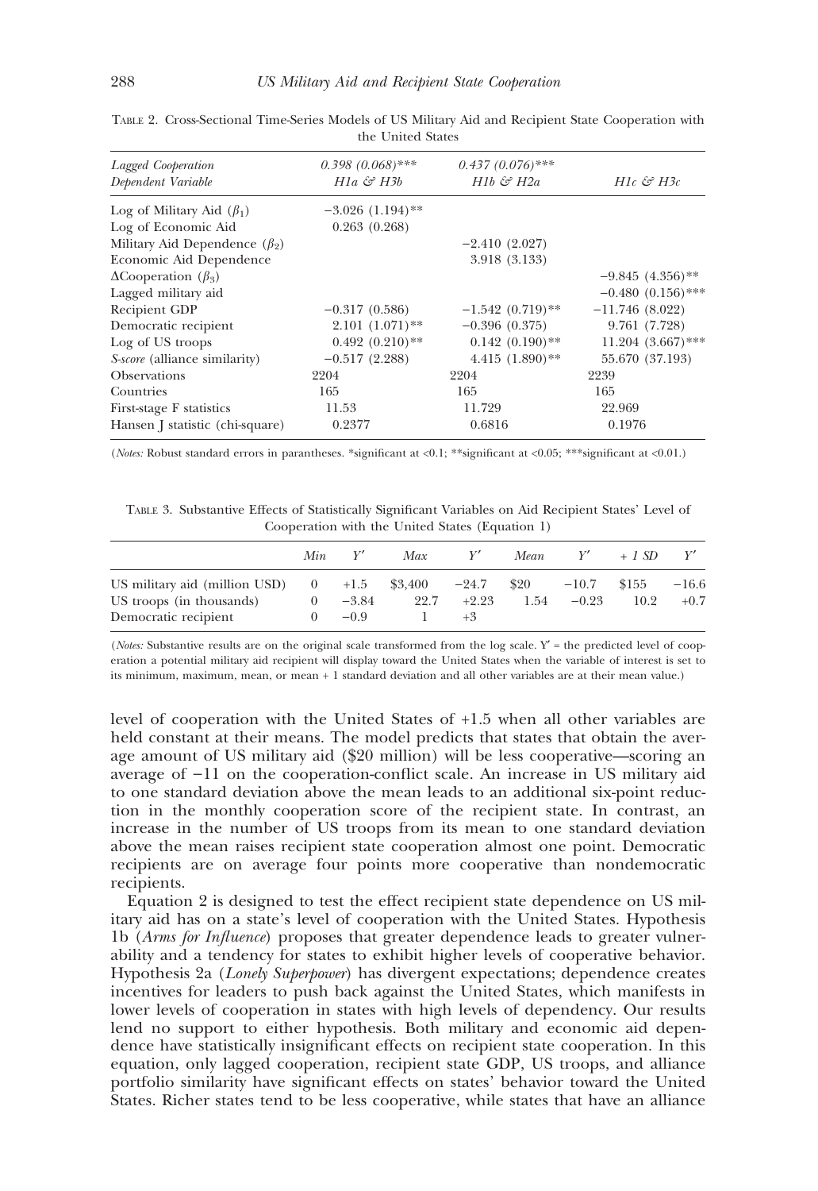TABLE 2. Cross-Sectional Time-Series Models of US Military Aid and Recipient State Cooperation with the United States

| *Lagged Cooperation* | *0.398 (0.068)\*\*\** | *0.437 (0.076)\*\*\** | |
|---|---|---|---|
| *Dependent Variable* | *H1a & H3b* | *H1b & H2a* | *H1c & H3c* |
| Log of Military Aid ($\beta_1$) | −3.026 (1.194)\*\* | | |
| Log of Economic Aid | 0.263 (0.268) | | |
| Military Aid Dependence ($\beta_2$) | | −2.410 (2.027) | |
| Economic Aid Dependence | | 3.918 (3.133) | |
| ΔCooperation ($\beta_3$) | | | −9.845 (4.356)\*\* |
| Lagged military aid | | | −0.480 (0.156)\*\*\* |
| Recipient GDP | −0.317 (0.586) | −1.542 (0.719)\*\* | −11.746 (8.022) |
| Democratic recipient | 2.101 (1.071)\*\* | −0.396 (0.375) | 9.761 (7.728) |
| Log of US troops | 0.492 (0.210)\*\* | 0.142 (0.190)\*\* | 11.204 (3.667)\*\*\* |
| *S-score* (alliance similarity) | −0.517 (2.288) | 4.415 (1.890)\*\* | 55.670 (37.193) |
| Observations | 2204 | 2204 | 2239 |
| Countries | 165 | 165 | 165 |
| First-stage F statistics | 11.53 | 11.729 | 22.969 |
| Hansen J statistic (chi-square) | 0.2377 | 0.6816 | 0.1976 |

(*Notes:* Robust standard errors in parantheses. \*significant at <0.1; \*\*significant at <0.05; \*\*\*significant at <0.01.)

TABLE 3. Substantive Effects of Statistically Significant Variables on Aid Recipient States' Level of Cooperation with the United States (Equation 1)

| | *Min* | *Y′* | *Max* | *Y′* | *Mean* | *Y′* | *+ 1 SD* | *Y′* |
|---|---|---|---|---|---|---|---|---|
| US military aid (million USD) | 0 | +1.5 | \$3,400 | −24.7 | \$20 | −10.7 | \$155 | −16.6 |
| US troops (in thousands) | 0 | −3.84 | 22.7 | +2.23 | 1.54 | −0.23 | 10.2 | +0.7 |
| Democratic recipient | 0 | −0.9 | 1 | +3 | | | | |

(*Notes:* Substantive results are on the original scale transformed from the log scale. Y′ = the predicted level of cooperation a potential military aid recipient will display toward the United States when the variable of interest is set to its minimum, maximum, mean, or mean + 1 standard deviation and all other variables are at their mean value.)

level of cooperation with the United States of +1.5 when all other variables are held constant at their means. The model predicts that states that obtain the average amount of US military aid (\$20 million) will be less cooperative—scoring an average of −11 on the cooperation-conflict scale. An increase in US military aid to one standard deviation above the mean leads to an additional six-point reduction in the monthly cooperation score of the recipient state. In contrast, an increase in the number of US troops from its mean to one standard deviation above the mean raises recipient state cooperation almost one point. Democratic recipients are on average four points more cooperative than nondemocratic recipients.

Equation 2 is designed to test the effect recipient state dependence on US military aid has on a state's level of cooperation with the United States. Hypothesis 1b (*Arms for Influence*) proposes that greater dependence leads to greater vulnerability and a tendency for states to exhibit higher levels of cooperative behavior. Hypothesis 2a (*Lonely Superpower*) has divergent expectations; dependence creates incentives for leaders to push back against the United States, which manifests in lower levels of cooperation in states with high levels of dependency. Our results lend no support to either hypothesis. Both military and economic aid dependence have statistically insignificant effects on recipient state cooperation. In this equation, only lagged cooperation, recipient state GDP, US troops, and alliance portfolio similarity have significant effects on states' behavior toward the United States. Richer states tend to be less cooperative, while states that have an alliance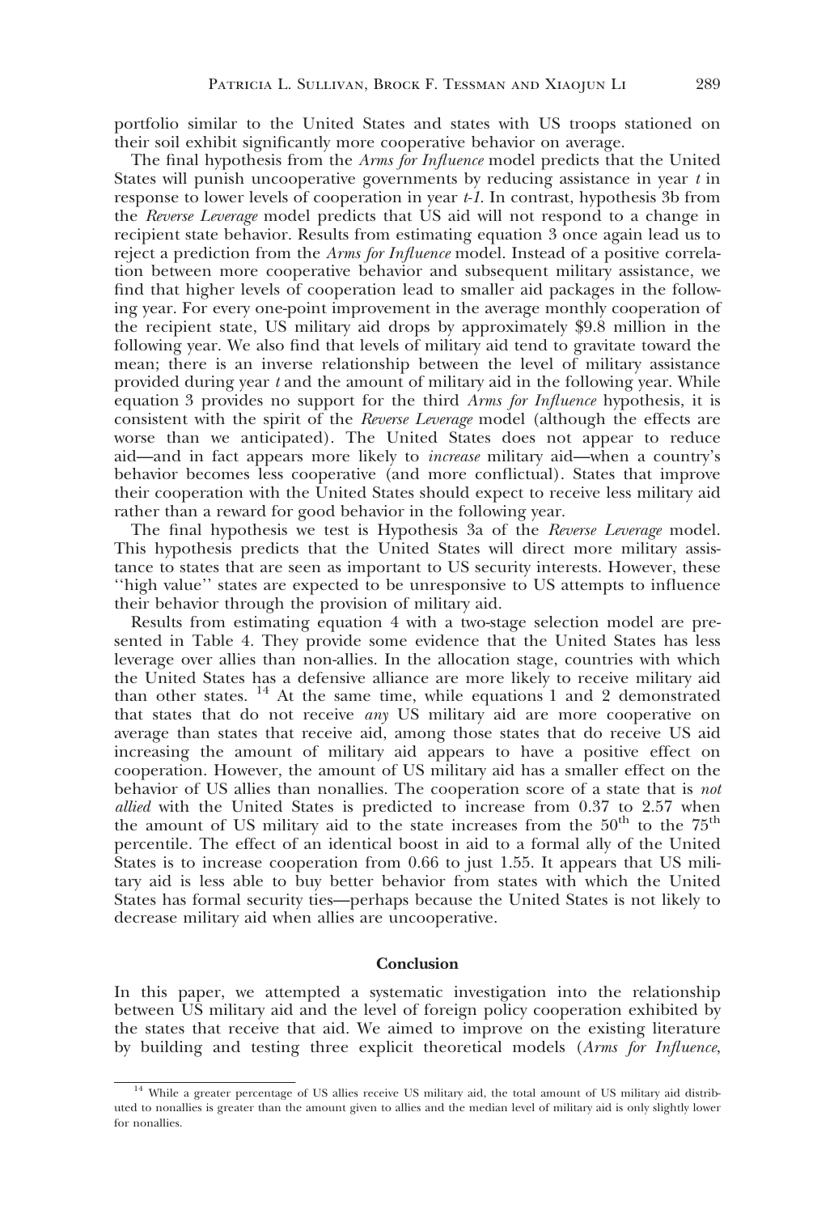portfolio similar to the United States and states with US troops stationed on their soil exhibit significantly more cooperative behavior on average.

The final hypothesis from the *Arms for Influence* model predicts that the United States will punish uncooperative governments by reducing assistance in year *t* in response to lower levels of cooperation in year *t-1*. In contrast, hypothesis 3b from the *Reverse Leverage* model predicts that US aid will not respond to a change in recipient state behavior. Results from estimating equation 3 once again lead us to reject a prediction from the *Arms for Influence* model. Instead of a positive correlation between more cooperative behavior and subsequent military assistance, we find that higher levels of cooperation lead to smaller aid packages in the following year. For every one-point improvement in the average monthly cooperation of the recipient state, US military aid drops by approximately $9.8 million in the following year. We also find that levels of military aid tend to gravitate toward the mean; there is an inverse relationship between the level of military assistance provided during year *t* and the amount of military aid in the following year. While equation 3 provides no support for the third *Arms for Influence* hypothesis, it is consistent with the spirit of the *Reverse Leverage* model (although the effects are worse than we anticipated). The United States does not appear to reduce aid—and in fact appears more likely to *increase* military aid—when a country's behavior becomes less cooperative (and more conflictual). States that improve their cooperation with the United States should expect to receive less military aid rather than a reward for good behavior in the following year.

The final hypothesis we test is Hypothesis 3a of the *Reverse Leverage* model. This hypothesis predicts that the United States will direct more military assistance to states that are seen as important to US security interests. However, these ''high value'' states are expected to be unresponsive to US attempts to influence their behavior through the provision of military aid.

Results from estimating equation 4 with a two-stage selection model are presented in Table 4. They provide some evidence that the United States has less leverage over allies than non-allies. In the allocation stage, countries with which the United States has a defensive alliance are more likely to receive military aid than other states. [14] At the same time, while equations 1 and 2 demonstrated that states that do not receive *any* US military aid are more cooperative on average than states that receive aid, among those states that do receive US aid increasing the amount of military aid appears to have a positive effect on cooperation. However, the amount of US military aid has a smaller effect on the behavior of US allies than nonallies. The cooperation score of a state that is *not allied* with the United States is predicted to increase from 0.37 to 2.57 when the amount of US military aid to the state increases from the 50[th] to the 75[th] percentile. The effect of an identical boost in aid to a formal ally of the United States is to increase cooperation from 0.66 to just 1.55. It appears that US military aid is less able to buy better behavior from states with which the United States has formal security ties—perhaps because the United States is not likely to decrease military aid when allies are uncooperative.

## Conclusion

In this paper, we attempted a systematic investigation into the relationship between US military aid and the level of foreign policy cooperation exhibited by the states that receive that aid. We aimed to improve on the existing literature by building and testing three explicit theoretical models (*Arms for Influence*,

[14] While a greater percentage of US allies receive US military aid, the total amount of US military aid distributed to nonallies is greater than the amount given to allies and the median level of military aid is only slightly lower for nonallies.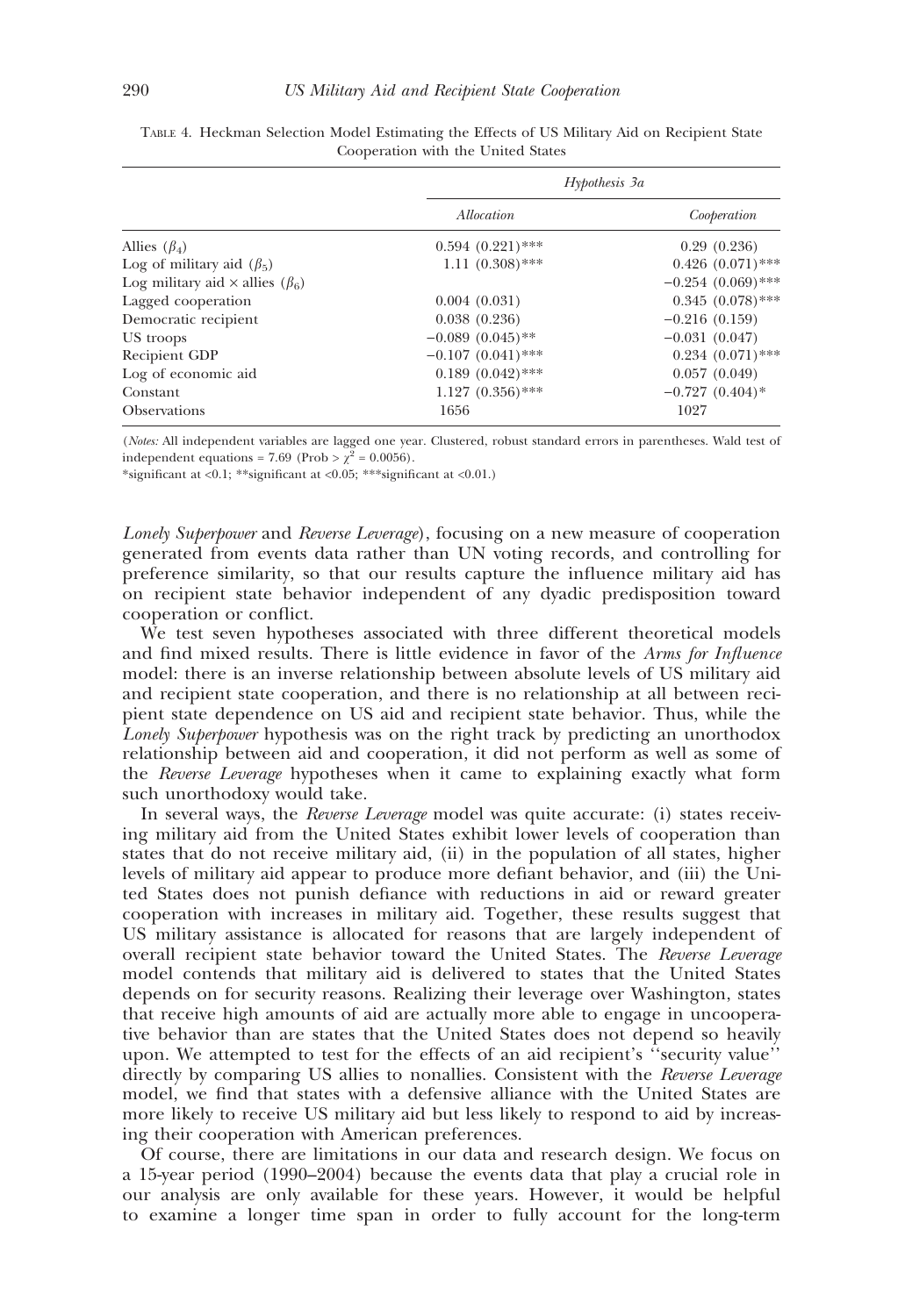TABLE 4. Heckman Selection Model Estimating the Effects of US Military Aid on Recipient State Cooperation with the United States

| | *Hypothesis 3a* | |
|---|---|---|
| | *Allocation* | *Cooperation* |
| Allies ($\beta_4$) | 0.594 (0.221)*** | 0.29 (0.236) |
| Log of military aid ($\beta_5$) | 1.11 (0.308)*** | 0.426 (0.071)*** |
| Log military aid × allies ($\beta_6$) | | −0.254 (0.069)*** |
| Lagged cooperation | 0.004 (0.031) | 0.345 (0.078)*** |
| Democratic recipient | 0.038 (0.236) | −0.216 (0.159) |
| US troops | −0.089 (0.045)** | −0.031 (0.047) |
| Recipient GDP | −0.107 (0.041)*** | 0.234 (0.071)*** |
| Log of economic aid | 0.189 (0.042)*** | 0.057 (0.049) |
| Constant | 1.127 (0.356)*** | −0.727 (0.404)* |
| Observations | 1656 | 1027 |

(*Notes:* All independent variables are lagged one year. Clustered, robust standard errors in parentheses. Wald test of independent equations = 7.69 (Prob > $\chi^2$ = 0.0056).
*significant at <0.1; **significant at <0.05; ***significant at <0.01.)

*Lonely Superpower* and *Reverse Leverage*), focusing on a new measure of cooperation generated from events data rather than UN voting records, and controlling for preference similarity, so that our results capture the influence military aid has on recipient state behavior independent of any dyadic predisposition toward cooperation or conflict.

We test seven hypotheses associated with three different theoretical models and find mixed results. There is little evidence in favor of the *Arms for Influence* model: there is an inverse relationship between absolute levels of US military aid and recipient state cooperation, and there is no relationship at all between recipient state dependence on US aid and recipient state behavior. Thus, while the *Lonely Superpower* hypothesis was on the right track by predicting an unorthodox relationship between aid and cooperation, it did not perform as well as some of the *Reverse Leverage* hypotheses when it came to explaining exactly what form such unorthodoxy would take.

In several ways, the *Reverse Leverage* model was quite accurate: (i) states receiving military aid from the United States exhibit lower levels of cooperation than states that do not receive military aid, (ii) in the population of all states, higher levels of military aid appear to produce more defiant behavior, and (iii) the United States does not punish defiance with reductions in aid or reward greater cooperation with increases in military aid. Together, these results suggest that US military assistance is allocated for reasons that are largely independent of overall recipient state behavior toward the United States. The *Reverse Leverage* model contends that military aid is delivered to states that the United States depends on for security reasons. Realizing their leverage over Washington, states that receive high amounts of aid are actually more able to engage in uncooperative behavior than are states that the United States does not depend so heavily upon. We attempted to test for the effects of an aid recipient's ''security value'' directly by comparing US allies to nonallies. Consistent with the *Reverse Leverage* model, we find that states with a defensive alliance with the United States are more likely to receive US military aid but less likely to respond to aid by increasing their cooperation with American preferences.

Of course, there are limitations in our data and research design. We focus on a 15-year period (1990–2004) because the events data that play a crucial role in our analysis are only available for these years. However, it would be helpful to examine a longer time span in order to fully account for the long-term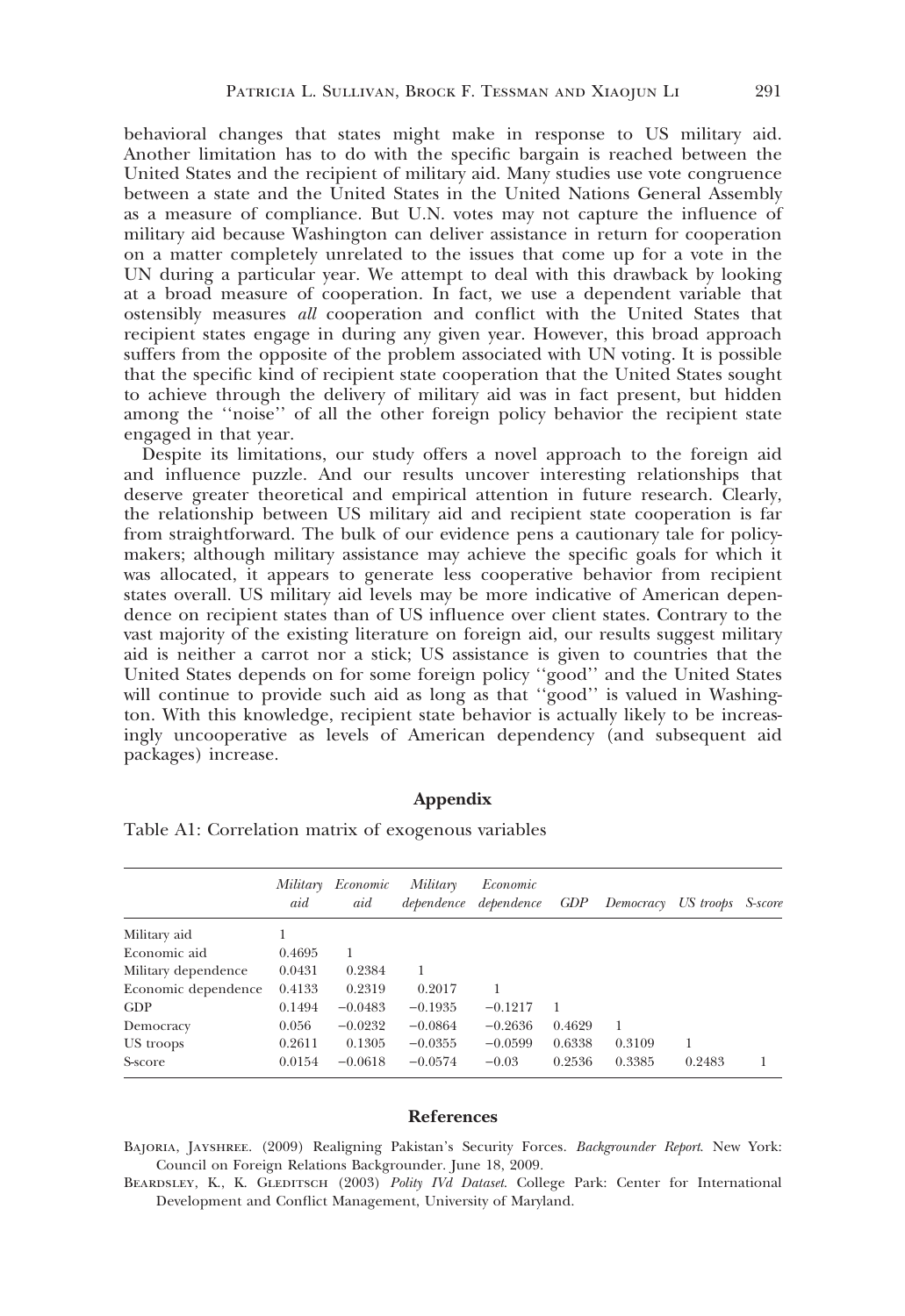behavioral changes that states might make in response to US military aid. Another limitation has to do with the specific bargain is reached between the United States and the recipient of military aid. Many studies use vote congruence between a state and the United States in the United Nations General Assembly as a measure of compliance. But U.N. votes may not capture the influence of military aid because Washington can deliver assistance in return for cooperation on a matter completely unrelated to the issues that come up for a vote in the UN during a particular year. We attempt to deal with this drawback by looking at a broad measure of cooperation. In fact, we use a dependent variable that ostensibly measures *all* cooperation and conflict with the United States that recipient states engage in during any given year. However, this broad approach suffers from the opposite of the problem associated with UN voting. It is possible that the specific kind of recipient state cooperation that the United States sought to achieve through the delivery of military aid was in fact present, but hidden among the ''noise'' of all the other foreign policy behavior the recipient state engaged in that year.

Despite its limitations, our study offers a novel approach to the foreign aid and influence puzzle. And our results uncover interesting relationships that deserve greater theoretical and empirical attention in future research. Clearly, the relationship between US military aid and recipient state cooperation is far from straightforward. The bulk of our evidence pens a cautionary tale for policymakers; although military assistance may achieve the specific goals for which it was allocated, it appears to generate less cooperative behavior from recipient states overall. US military aid levels may be more indicative of American dependence on recipient states than of US influence over client states. Contrary to the vast majority of the existing literature on foreign aid, our results suggest military aid is neither a carrot nor a stick; US assistance is given to countries that the United States depends on for some foreign policy ''good'' and the United States will continue to provide such aid as long as that ''good'' is valued in Washington. With this knowledge, recipient state behavior is actually likely to be increasingly uncooperative as levels of American dependency (and subsequent aid packages) increase.

## Appendix

Table A1: Correlation matrix of exogenous variables

| | *Military aid* | *Economic aid* | *Military dependence* | *Economic dependence* | *GDP* | *Democracy* | *US troops* | *S-score* |
|---|---|---|---|---|---|---|---|---|
| Military aid | 1 | | | | | | | |
| Economic aid | 0.4695 | 1 | | | | | | |
| Military dependence | 0.0431 | 0.2384 | 1 | | | | | |
| Economic dependence | 0.4133 | 0.2319 | 0.2017 | 1 | | | | |
| GDP | 0.1494 | −0.0483 | −0.1935 | −0.1217 | 1 | | | |
| Democracy | 0.056 | −0.0232 | −0.0864 | −0.2636 | 0.4629 | 1 | | |
| US troops | 0.2611 | 0.1305 | −0.0355 | −0.0599 | 0.6338 | 0.3109 | 1 | |
| S-score | 0.0154 | −0.0618 | −0.0574 | −0.03 | 0.2536 | 0.3385 | 0.2483 | 1 |

## References

Bajoria, Jayshree. (2009) Realigning Pakistan's Security Forces. *Backgrounder Report*. New York: Council on Foreign Relations Backgrounder. June 18, 2009.

Beardsley, K., K. Gleditsch (2003) *Polity IVd Dataset*. College Park: Center for International Development and Conflict Management, University of Maryland.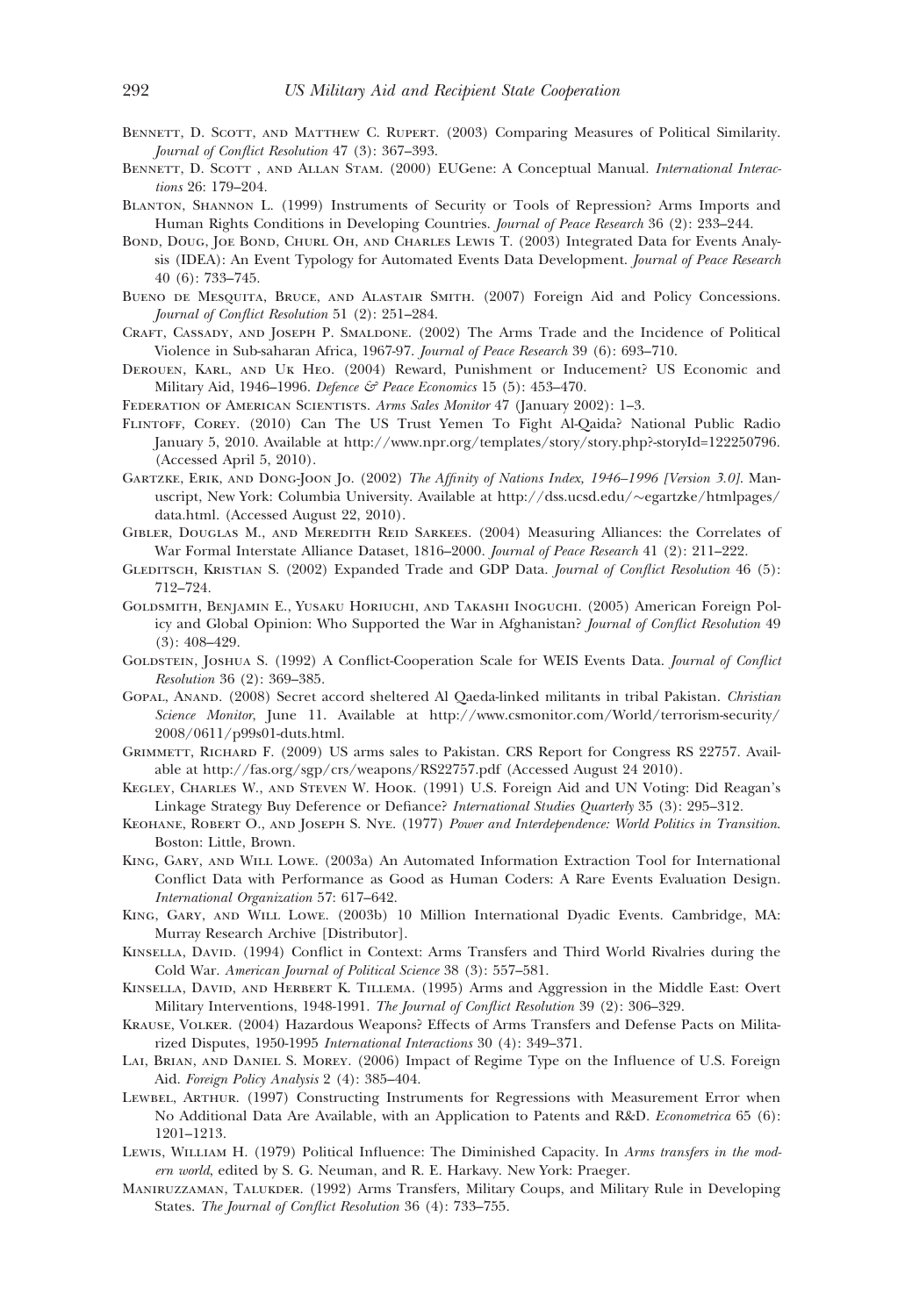Bennett, D. Scott, and Matthew C. Rupert. (2003) Comparing Measures of Political Similarity. *Journal of Conflict Resolution* 47 (3): 367–393.

Bennett, D. Scott , and Allan Stam. (2000) EUGene: A Conceptual Manual. *International Interactions* 26: 179–204.

Blanton, Shannon L. (1999) Instruments of Security or Tools of Repression? Arms Imports and Human Rights Conditions in Developing Countries. *Journal of Peace Research* 36 (2): 233–244.

Bond, Doug, Joe Bond, Churl Oh, and Charles Lewis T. (2003) Integrated Data for Events Analysis (IDEA): An Event Typology for Automated Events Data Development. *Journal of Peace Research* 40 (6): 733–745.

Bueno de Mesquita, Bruce, and Alastair Smith. (2007) Foreign Aid and Policy Concessions. *Journal of Conflict Resolution* 51 (2): 251–284.

Craft, Cassady, and Joseph P. Smaldone. (2002) The Arms Trade and the Incidence of Political Violence in Sub-saharan Africa, 1967-97. *Journal of Peace Research* 39 (6): 693–710.

Derouen, Karl, and Uk Heo. (2004) Reward, Punishment or Inducement? US Economic and Military Aid, 1946–1996. *Defence & Peace Economics* 15 (5): 453–470.

Federation of American Scientists. *Arms Sales Monitor* 47 (January 2002): 1–3.

Flintoff, Corey. (2010) Can The US Trust Yemen To Fight Al-Qaida? National Public Radio January 5, 2010. Available at http://www.npr.org/templates/story/story.php?-storyId=122250796. (Accessed April 5, 2010).

Gartzke, Erik, and Dong-Joon Jo. (2002) *The Affinity of Nations Index, 1946–1996 [Version 3.0]*. Manuscript, New York: Columbia University. Available at http://dss.ucsd.edu/~egartzke/htmlpages/data.html. (Accessed August 22, 2010).

Gibler, Douglas M., and Meredith Reid Sarkees. (2004) Measuring Alliances: the Correlates of War Formal Interstate Alliance Dataset, 1816–2000. *Journal of Peace Research* 41 (2): 211–222.

Gleditsch, Kristian S. (2002) Expanded Trade and GDP Data. *Journal of Conflict Resolution* 46 (5): 712–724.

Goldsmith, Benjamin E., Yusaku Horiuchi, and Takashi Inoguchi. (2005) American Foreign Policy and Global Opinion: Who Supported the War in Afghanistan? *Journal of Conflict Resolution* 49 (3): 408–429.

Goldstein, Joshua S. (1992) A Conflict-Cooperation Scale for WEIS Events Data. *Journal of Conflict Resolution* 36 (2): 369–385.

Gopal, Anand. (2008) Secret accord sheltered Al Qaeda-linked militants in tribal Pakistan. *Christian Science Monitor*, June 11. Available at http://www.csmonitor.com/World/terrorism-security/2008/0611/p99s01-duts.html.

Grimmett, Richard F. (2009) US arms sales to Pakistan. CRS Report for Congress RS 22757. Available at http://fas.org/sgp/crs/weapons/RS22757.pdf (Accessed August 24 2010).

Kegley, Charles W., and Steven W. Hook. (1991) U.S. Foreign Aid and UN Voting: Did Reagan's Linkage Strategy Buy Deference or Defiance? *International Studies Quarterly* 35 (3): 295–312.

Keohane, Robert O., and Joseph S. Nye. (1977) *Power and Interdependence: World Politics in Transition*. Boston: Little, Brown.

King, Gary, and Will Lowe. (2003a) An Automated Information Extraction Tool for International Conflict Data with Performance as Good as Human Coders: A Rare Events Evaluation Design. *International Organization* 57: 617–642.

King, Gary, and Will Lowe. (2003b) 10 Million International Dyadic Events. Cambridge, MA: Murray Research Archive [Distributor].

Kinsella, David. (1994) Conflict in Context: Arms Transfers and Third World Rivalries during the Cold War. *American Journal of Political Science* 38 (3): 557–581.

Kinsella, David, and Herbert K. Tillema. (1995) Arms and Aggression in the Middle East: Overt Military Interventions, 1948-1991. *The Journal of Conflict Resolution* 39 (2): 306–329.

Krause, Volker. (2004) Hazardous Weapons? Effects of Arms Transfers and Defense Pacts on Militarized Disputes, 1950-1995 *International Interactions* 30 (4): 349–371.

Lai, Brian, and Daniel S. Morey. (2006) Impact of Regime Type on the Influence of U.S. Foreign Aid. *Foreign Policy Analysis* 2 (4): 385–404.

Lewbel, Arthur. (1997) Constructing Instruments for Regressions with Measurement Error when No Additional Data Are Available, with an Application to Patents and R&D. *Econometrica* 65 (6): 1201–1213.

Lewis, William H. (1979) Political Influence: The Diminished Capacity. In *Arms transfers in the modern world*, edited by S. G. Neuman, and R. E. Harkavy. New York: Praeger.

Maniruzzaman, Talukder. (1992) Arms Transfers, Military Coups, and Military Rule in Developing States. *The Journal of Conflict Resolution* 36 (4): 733–755.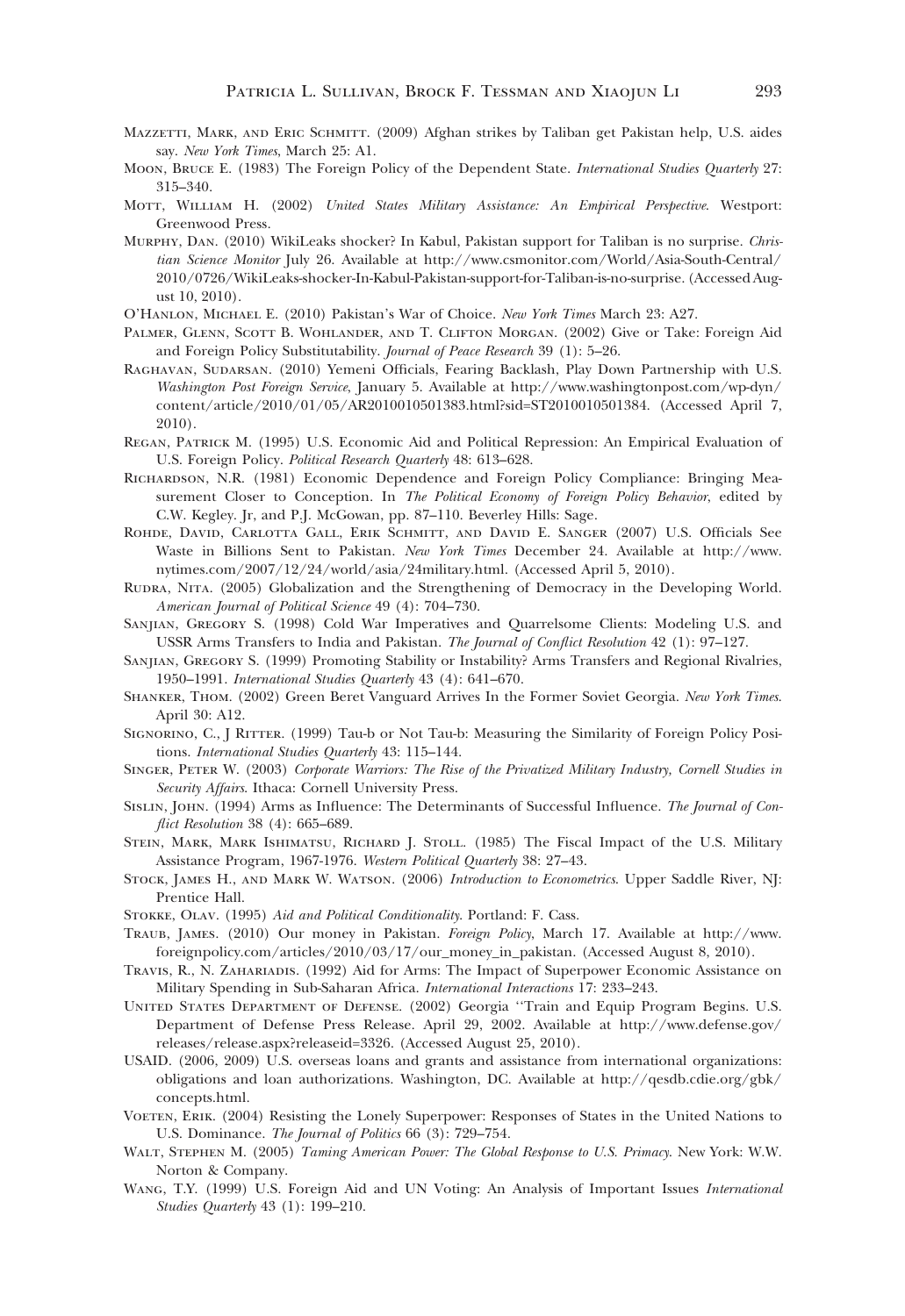Mazzetti, Mark, and Eric Schmitt. (2009) Afghan strikes by Taliban get Pakistan help, U.S. aides say. *New York Times*, March 25: A1.

Moon, Bruce E. (1983) The Foreign Policy of the Dependent State. *International Studies Quarterly* 27: 315–340.

Mott, William H. (2002) *United States Military Assistance: An Empirical Perspective*. Westport: Greenwood Press.

Murphy, Dan. (2010) WikiLeaks shocker? In Kabul, Pakistan support for Taliban is no surprise. *Christian Science Monitor* July 26. Available at http://www.csmonitor.com/World/Asia-South-Central/2010/0726/WikiLeaks-shocker-In-Kabul-Pakistan-support-for-Taliban-is-no-surprise. (Accessed August 10, 2010).

O'Hanlon, Michael E. (2010) Pakistan's War of Choice. *New York Times* March 23: A27.

Palmer, Glenn, Scott B. Wohlander, and T. Clifton Morgan. (2002) Give or Take: Foreign Aid and Foreign Policy Substitutability. *Journal of Peace Research* 39 (1): 5–26.

Raghavan, Sudarsan. (2010) Yemeni Officials, Fearing Backlash, Play Down Partnership with U.S. *Washington Post Foreign Service*, January 5. Available at http://www.washingtonpost.com/wp-dyn/content/article/2010/01/05/AR2010010501383.html?sid=ST2010010501384. (Accessed April 7, 2010).

Regan, Patrick M. (1995) U.S. Economic Aid and Political Repression: An Empirical Evaluation of U.S. Foreign Policy. *Political Research Quarterly* 48: 613–628.

Richardson, N.R. (1981) Economic Dependence and Foreign Policy Compliance: Bringing Measurement Closer to Conception. In *The Political Economy of Foreign Policy Behavior*, edited by C.W. Kegley. Jr, and P.J. McGowan, pp. 87–110. Beverley Hills: Sage.

Rohde, David, Carlotta Gall, Erik Schmitt, and David E. Sanger (2007) U.S. Officials See Waste in Billions Sent to Pakistan. *New York Times* December 24. Available at http://www.nytimes.com/2007/12/24/world/asia/24military.html. (Accessed April 5, 2010).

Rudra, Nita. (2005) Globalization and the Strengthening of Democracy in the Developing World. *American Journal of Political Science* 49 (4): 704–730.

Sanjian, Gregory S. (1998) Cold War Imperatives and Quarrelsome Clients: Modeling U.S. and USSR Arms Transfers to India and Pakistan. *The Journal of Conflict Resolution* 42 (1): 97–127.

Sanjian, Gregory S. (1999) Promoting Stability or Instability? Arms Transfers and Regional Rivalries, 1950–1991. *International Studies Quarterly* 43 (4): 641–670.

Shanker, Thom. (2002) Green Beret Vanguard Arrives In the Former Soviet Georgia. *New York Times*. April 30: A12.

Signorino, C., J Ritter. (1999) Tau-b or Not Tau-b: Measuring the Similarity of Foreign Policy Positions. *International Studies Quarterly* 43: 115–144.

Singer, Peter W. (2003) *Corporate Warriors: The Rise of the Privatized Military Industry, Cornell Studies in Security Affairs*. Ithaca: Cornell University Press.

Sislin, John. (1994) Arms as Influence: The Determinants of Successful Influence. *The Journal of Conflict Resolution* 38 (4): 665–689.

Stein, Mark, Mark Ishimatsu, Richard J. Stoll. (1985) The Fiscal Impact of the U.S. Military Assistance Program, 1967-1976. *Western Political Quarterly* 38: 27–43.

Stock, James H., and Mark W. Watson. (2006) *Introduction to Econometrics*. Upper Saddle River, NJ: Prentice Hall.

Stokke, Olav. (1995) *Aid and Political Conditionality*. Portland: F. Cass.

Traub, James. (2010) Our money in Pakistan. *Foreign Policy*, March 17. Available at http://www.foreignpolicy.com/articles/2010/03/17/our_money_in_pakistan. (Accessed August 8, 2010).

Travis, R., N. Zahariadis. (1992) Aid for Arms: The Impact of Superpower Economic Assistance on Military Spending in Sub-Saharan Africa. *International Interactions* 17: 233–243.

United States Department of Defense. (2002) Georgia ''Train and Equip Program Begins. U.S. Department of Defense Press Release. April 29, 2002. Available at http://www.defense.gov/releases/release.aspx?releaseid=3326. (Accessed August 25, 2010).

USAID. (2006, 2009) U.S. overseas loans and grants and assistance from international organizations: obligations and loan authorizations. Washington, DC. Available at http://qesdb.cdie.org/gbk/concepts.html.

Voeten, Erik. (2004) Resisting the Lonely Superpower: Responses of States in the United Nations to U.S. Dominance. *The Journal of Politics* 66 (3): 729–754.

Walt, Stephen M. (2005) *Taming American Power: The Global Response to U.S. Primacy*. New York: W.W. Norton & Company.

Wang, T.Y. (1999) U.S. Foreign Aid and UN Voting: An Analysis of Important Issues *International Studies Quarterly* 43 (1): 199–210.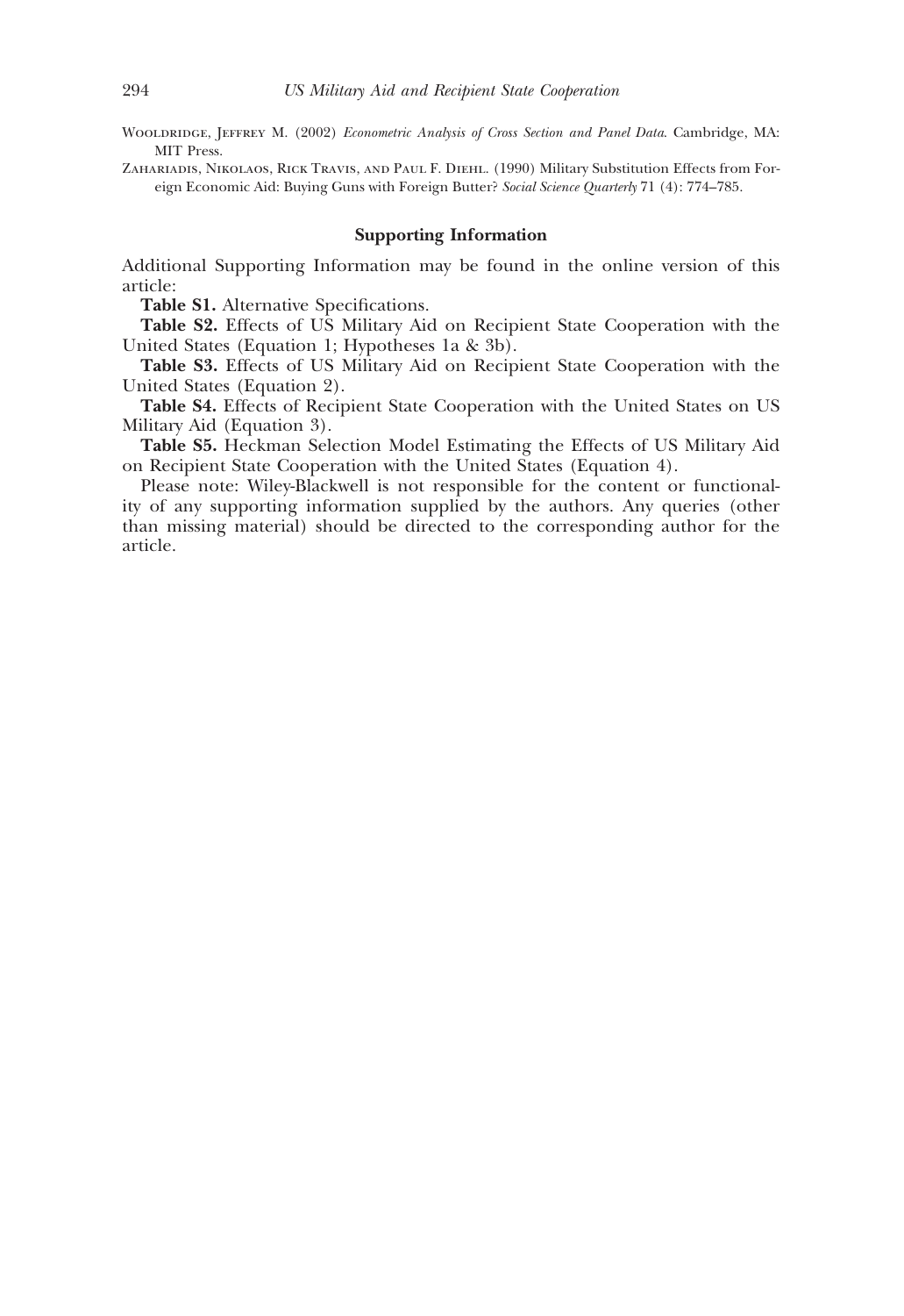Wooldridge, Jeffrey M. (2002) *Econometric Analysis of Cross Section and Panel Data*. Cambridge, MA: MIT Press.

Zahariadis, Nikolaos, Rick Travis, and Paul F. Diehl. (1990) Military Substitution Effects from Foreign Economic Aid: Buying Guns with Foreign Butter? *Social Science Quarterly* 71 (4): 774–785.

## Supporting Information

Additional Supporting Information may be found in the online version of this article:

**Table S1.** Alternative Specifications.

**Table S2.** Effects of US Military Aid on Recipient State Cooperation with the United States (Equation 1; Hypotheses 1a & 3b).

**Table S3.** Effects of US Military Aid on Recipient State Cooperation with the United States (Equation 2).

**Table S4.** Effects of Recipient State Cooperation with the United States on US Military Aid (Equation 3).

**Table S5.** Heckman Selection Model Estimating the Effects of US Military Aid on Recipient State Cooperation with the United States (Equation 4).

Please note: Wiley-Blackwell is not responsible for the content or functionality of any supporting information supplied by the authors. Any queries (other than missing material) should be directed to the corresponding author for the article.